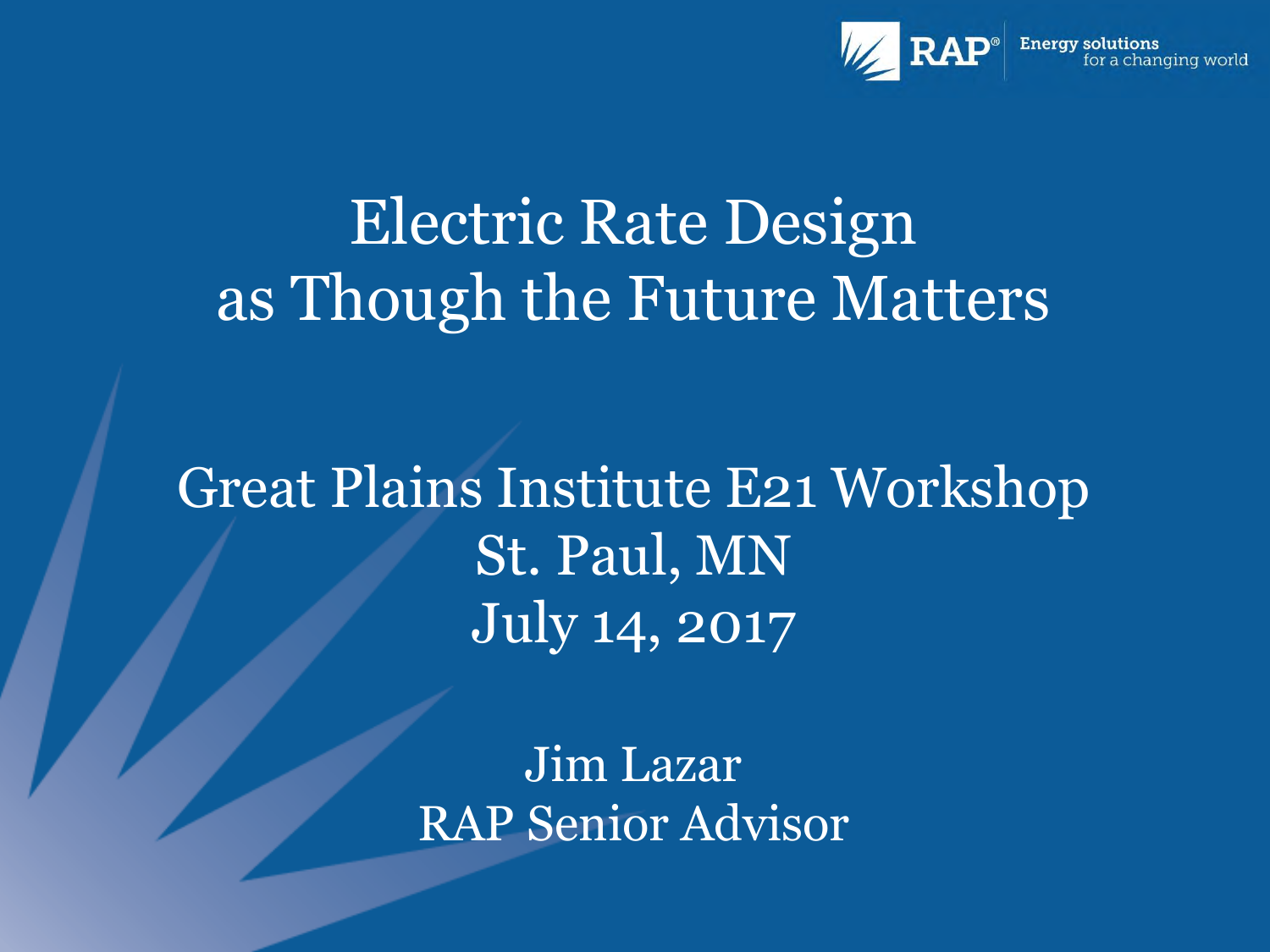RAP® Energy solutions for a changing world

# Electric Rate Design as Though the Future Matters

Great Plains Institute E21 Workshop
St. Paul, MN
July 14, 2017

Jim Lazar
RAP Senior Advisor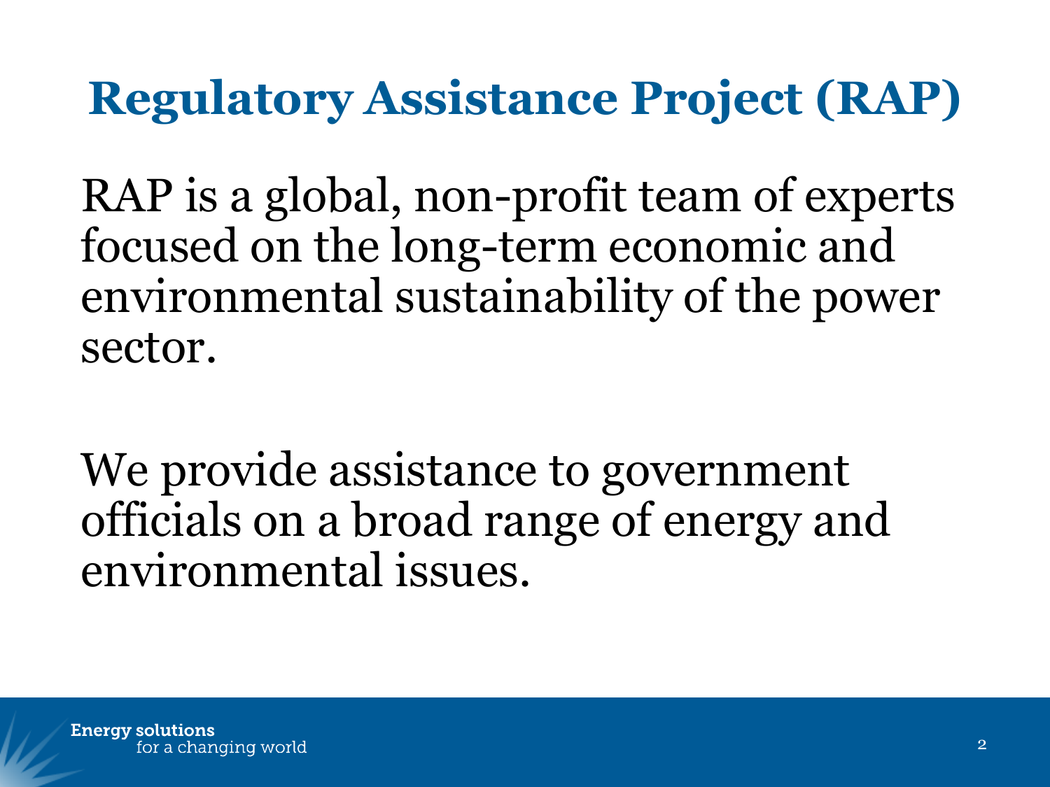# Regulatory Assistance Project (RAP)

RAP is a global, non-profit team of experts focused on the long-term economic and environmental sustainability of the power sector.

We provide assistance to government officials on a broad range of energy and environmental issues.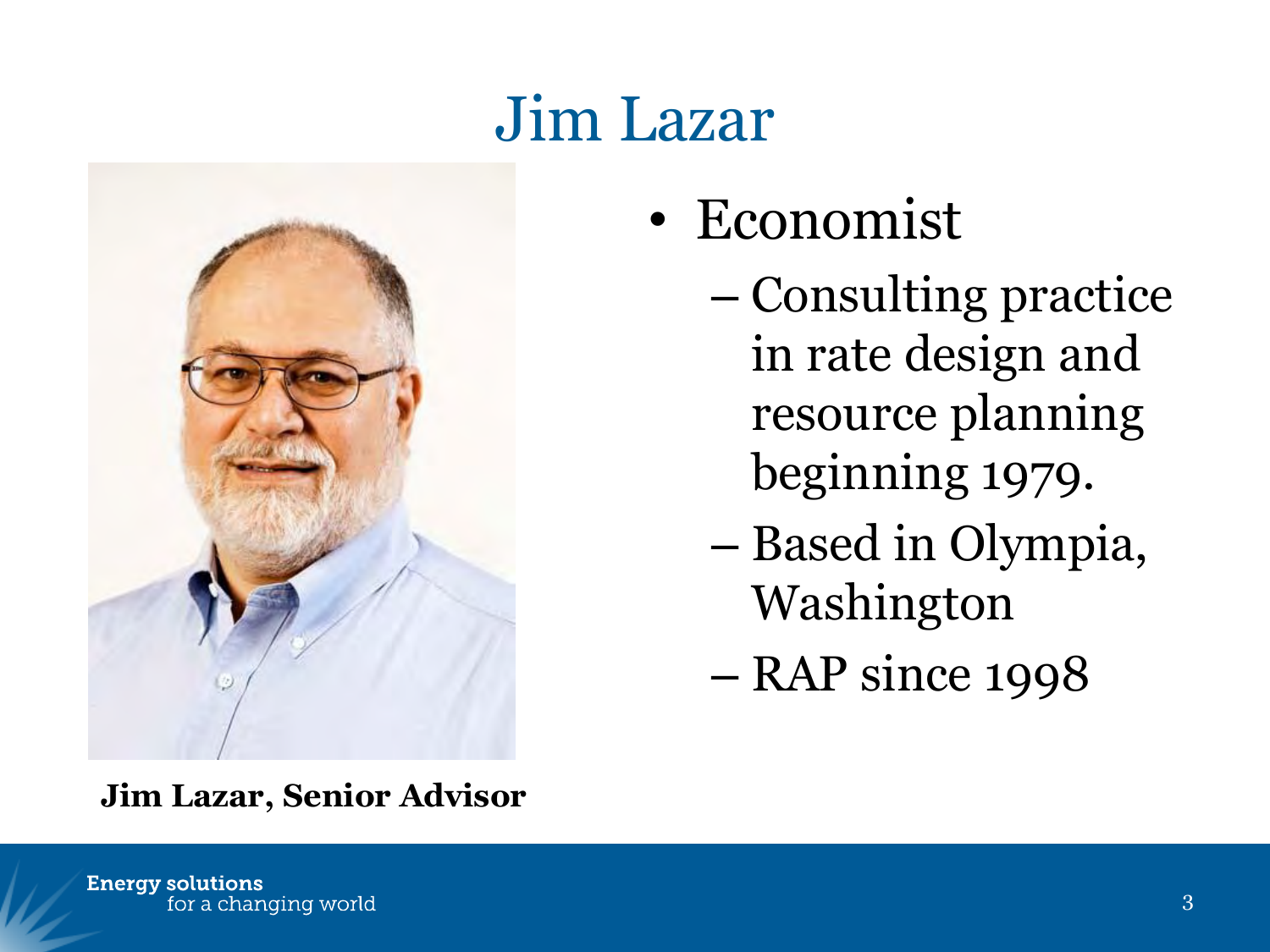# Jim Lazar

**Jim Lazar, Senior Advisor**

- Economist
  - Consulting practice in rate design and resource planning beginning 1979.
  - Based in Olympia, Washington
  - RAP since 1998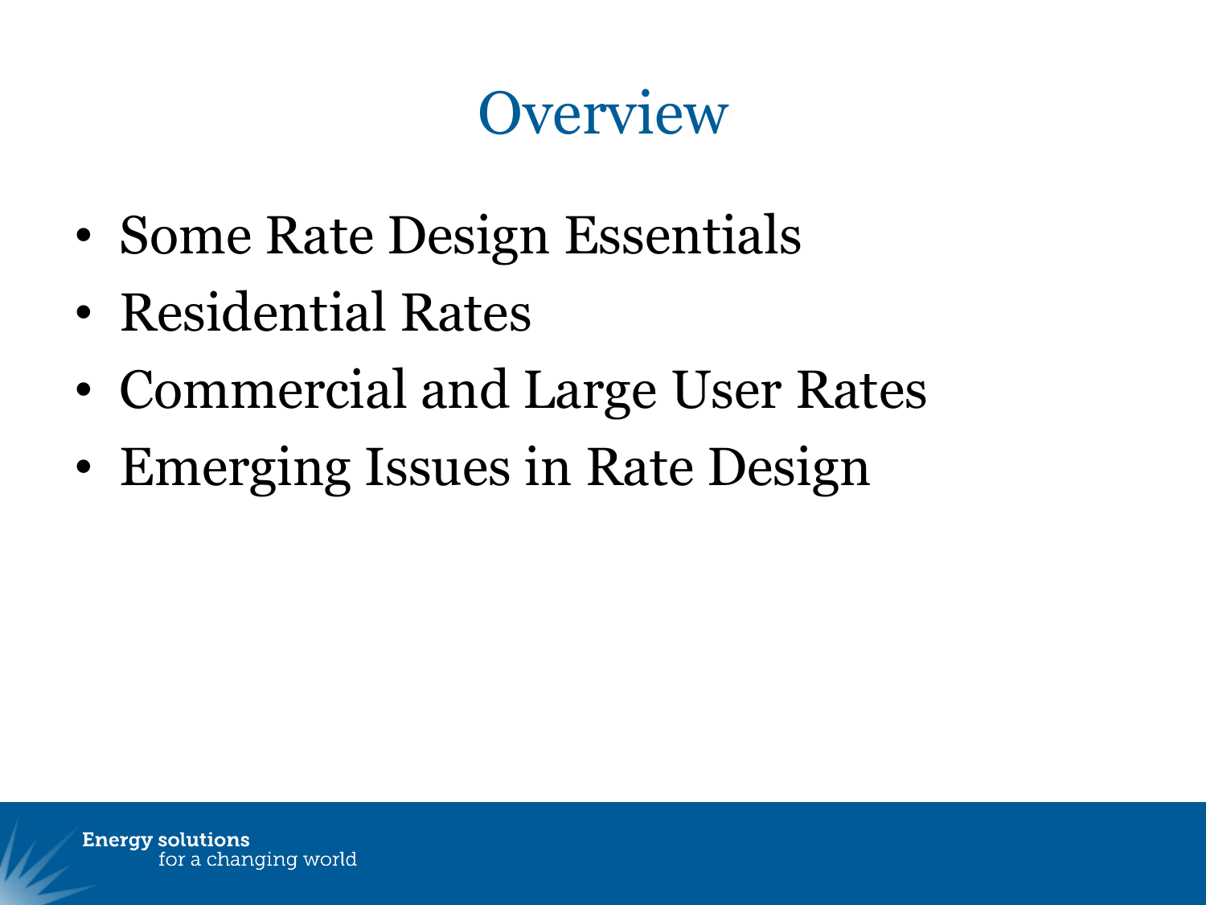# Overview

- Some Rate Design Essentials
- Residential Rates
- Commercial and Large User Rates
- Emerging Issues in Rate Design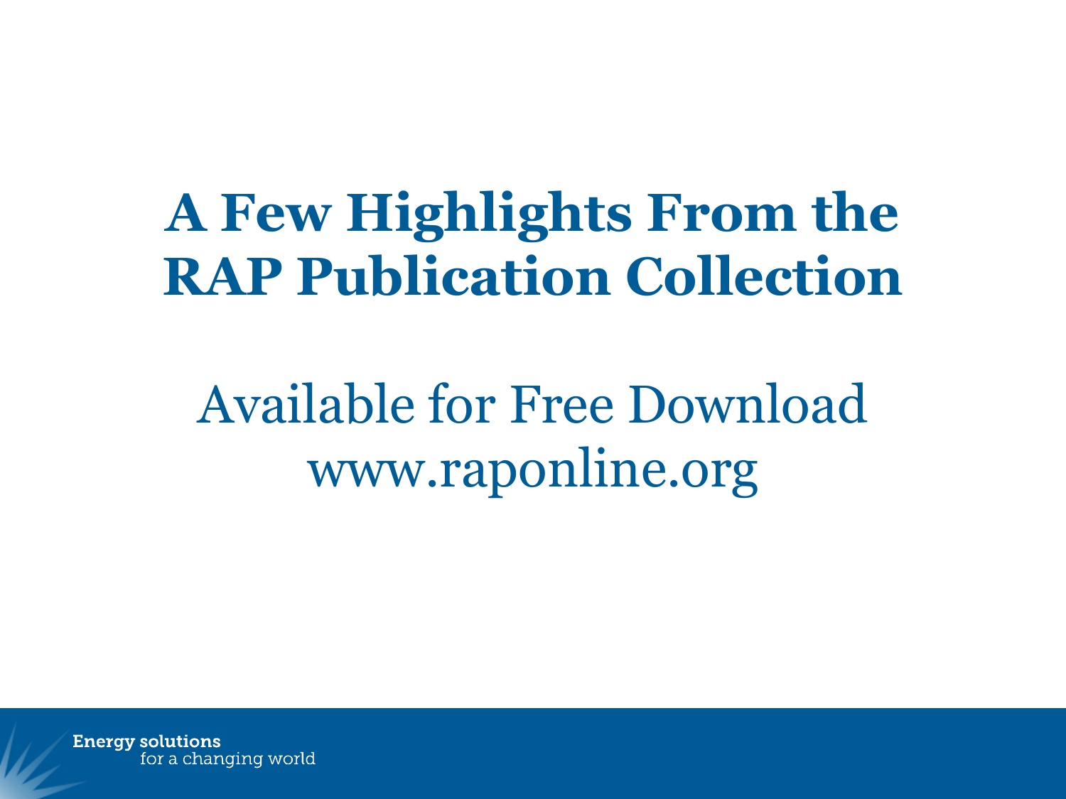# A Few Highlights From the RAP Publication Collection

Available for Free Download
www.raponline.org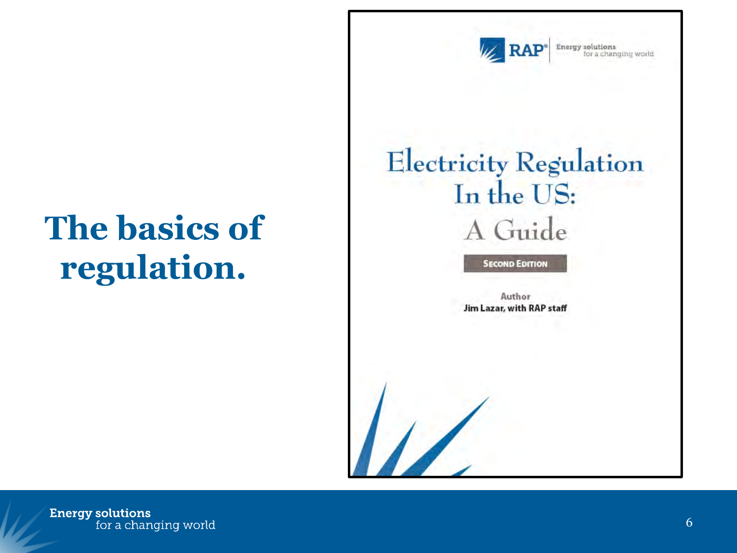# The basics of regulation.

RAP® Energy solutions for a changing world

# Electricity Regulation In the US: A Guide

SECOND EDITION

Author

Jim Lazar, with RAP staff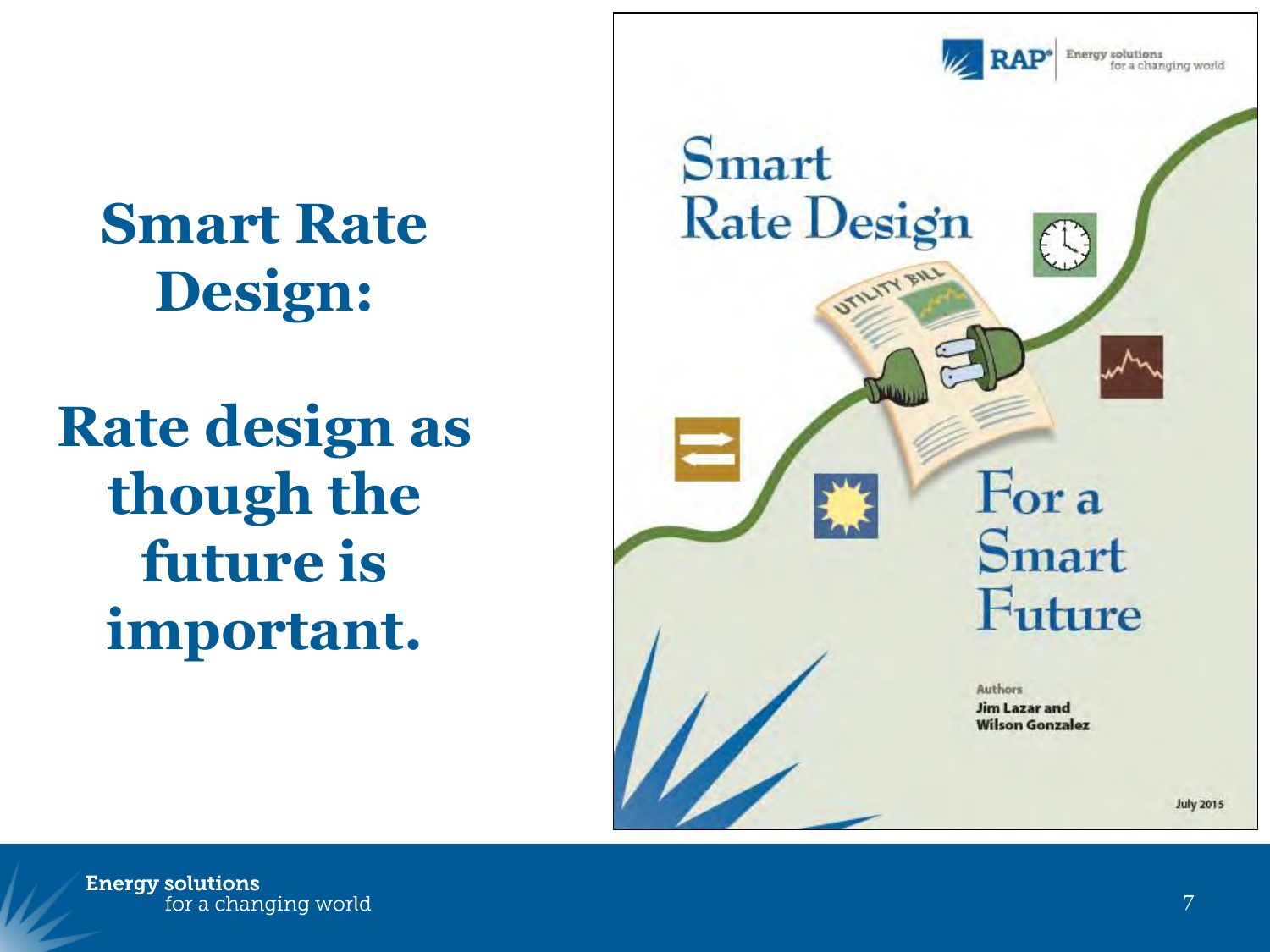# Smart Rate Design:

## Rate design as though the future is important.

Smart Rate Design For a Smart Future

Authors
Jim Lazar and Wilson Gonzalez

July 2015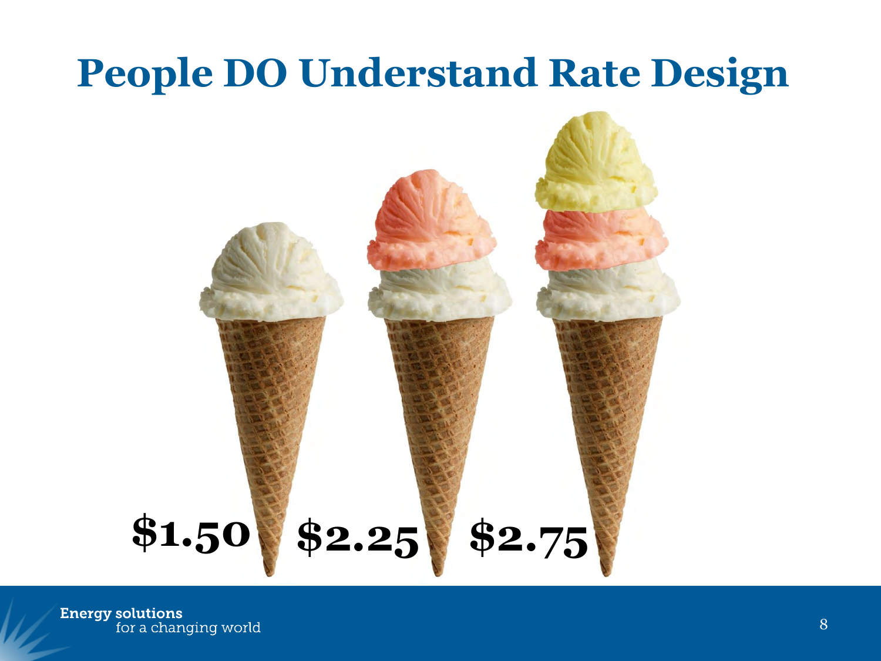# People DO Understand Rate Design

$1.50 $2.25 $2.75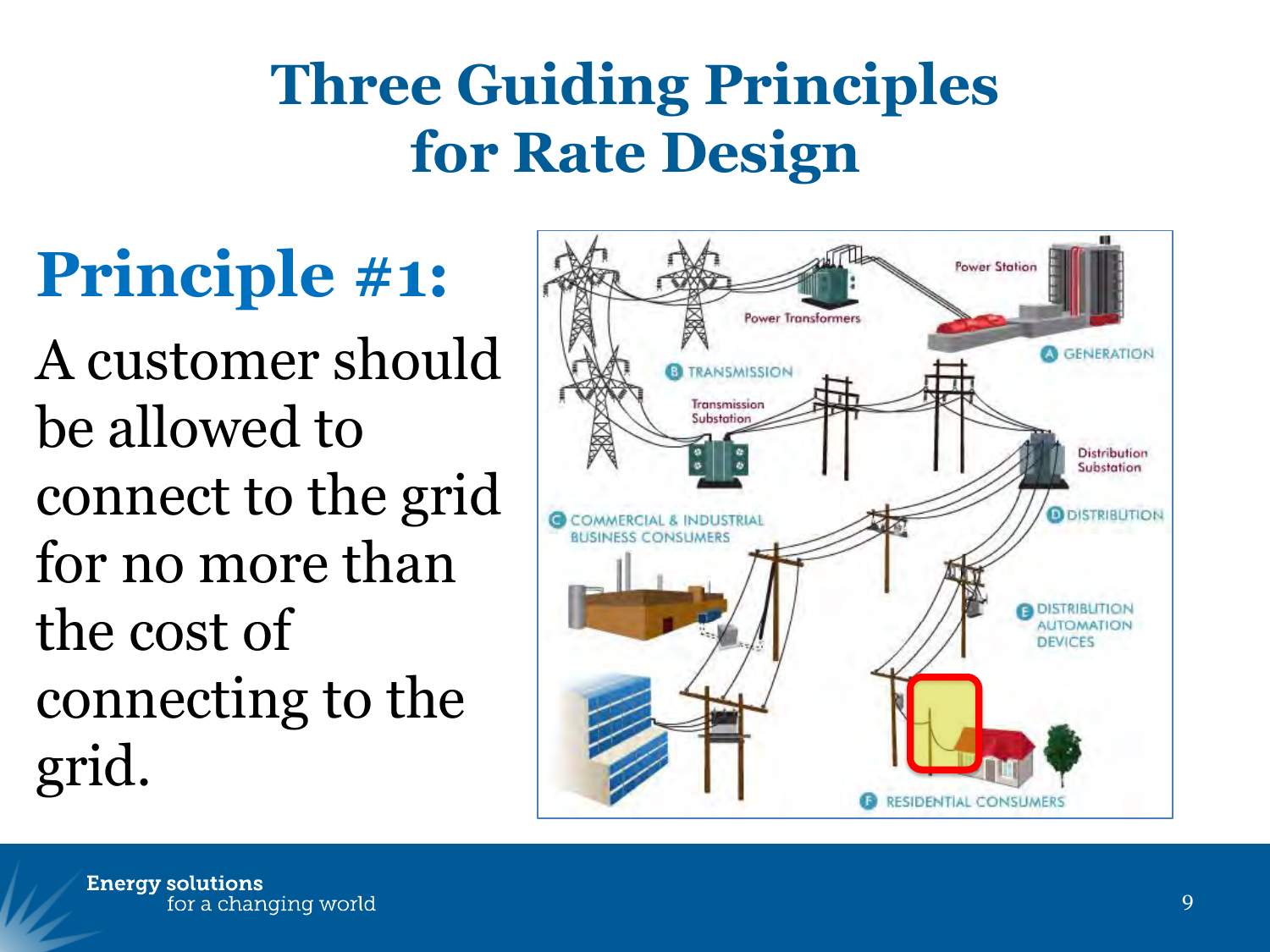# Three Guiding Principles for Rate Design

## Principle #1:

A customer should be allowed to connect to the grid for no more than the cost of connecting to the grid.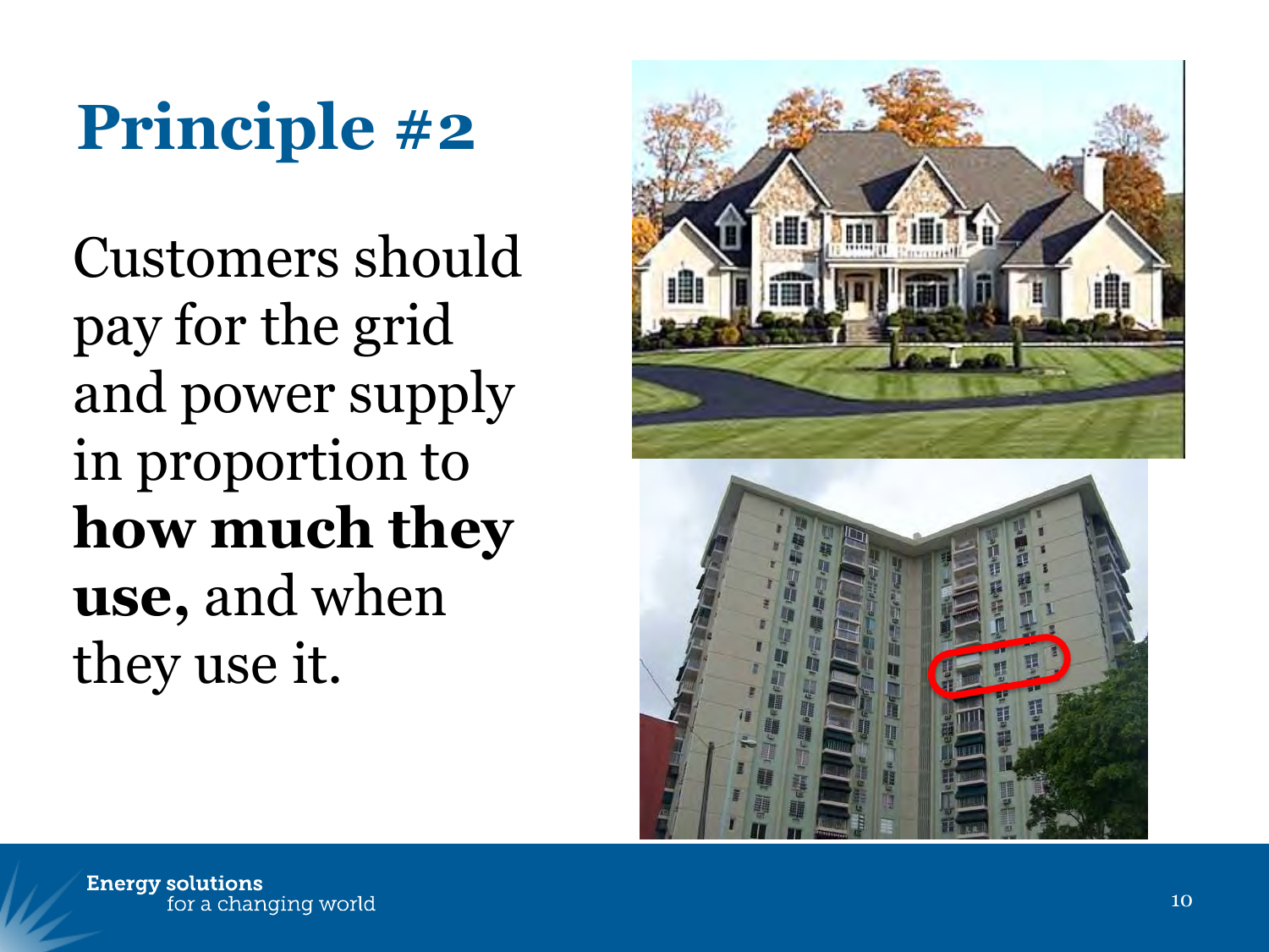# Principle #2

Customers should pay for the grid and power supply in proportion to **how much they use,** and when they use it.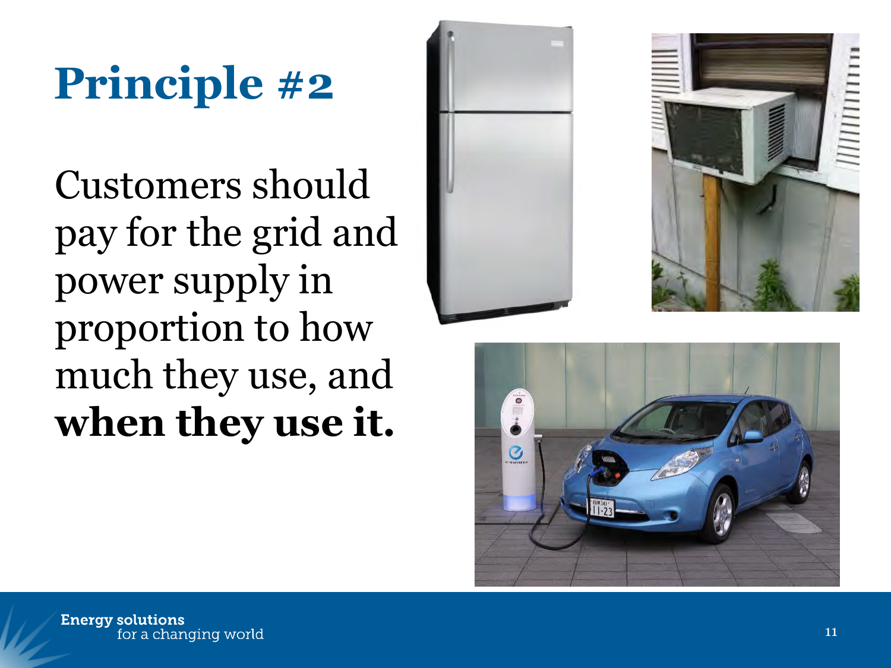# Principle #2

Customers should pay for the grid and power supply in proportion to how much they use, and **when they use it.**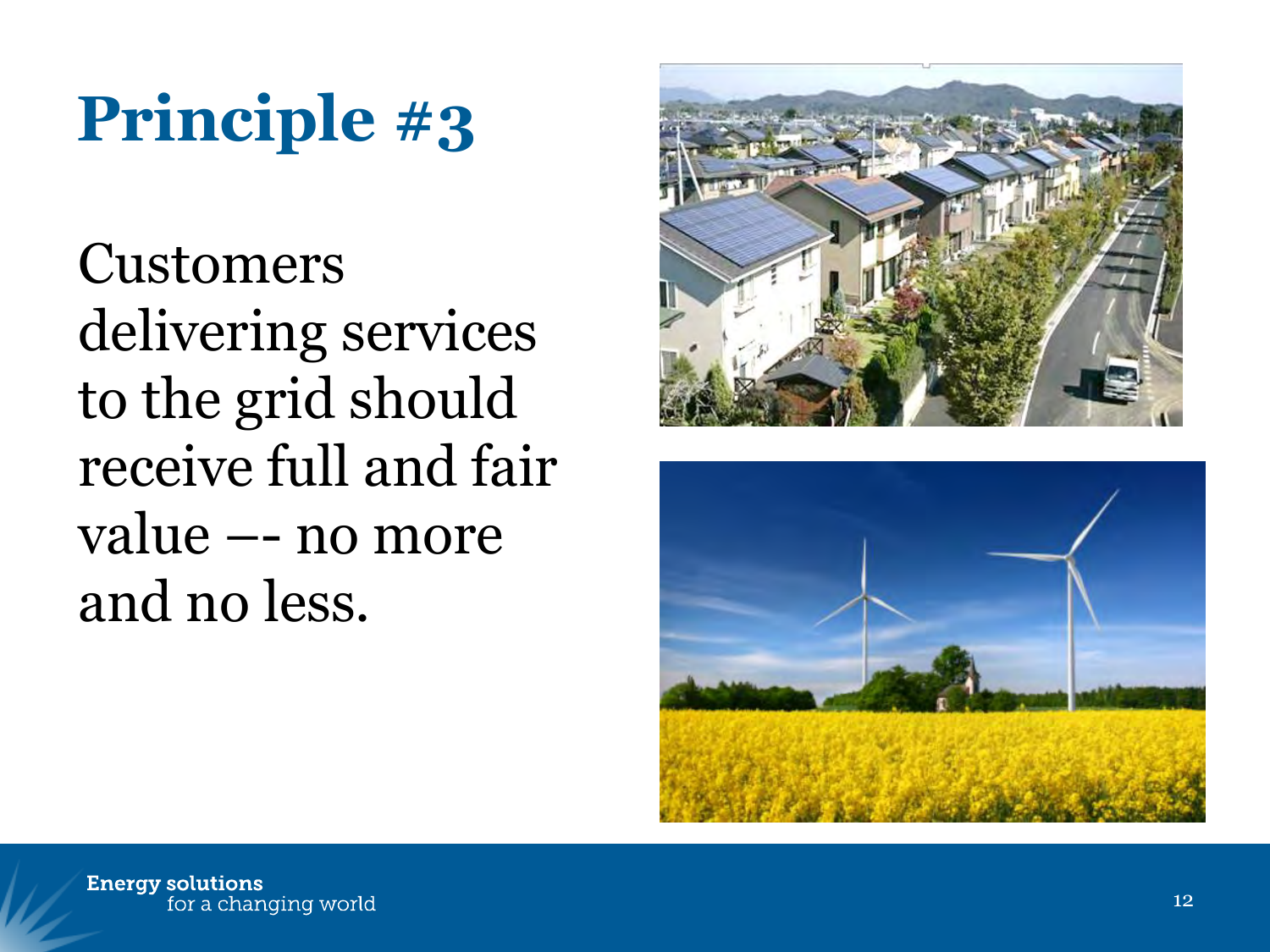# Principle #3

Customers delivering services to the grid should receive full and fair value –- no more and no less.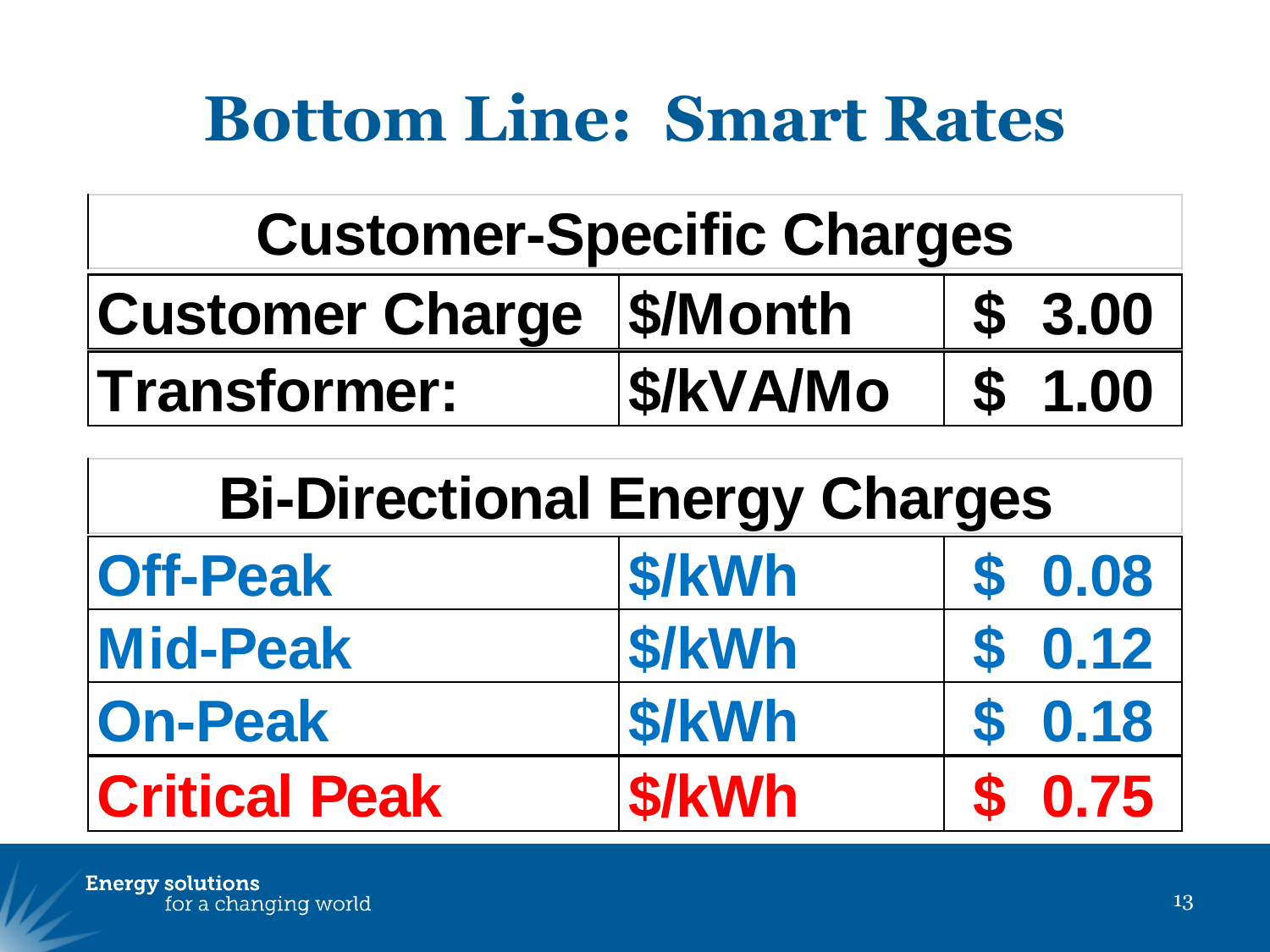# Bottom Line: Smart Rates

| Customer-Specific Charges | | |
|---|---|---|
| Customer Charge | $/Month | $ 3.00 |
| Transformer: | $/kVA/Mo | $ 1.00 |

| Bi-Directional Energy Charges | | |
|---|---|---|
| Off-Peak | $/kWh | $ 0.08 |
| Mid-Peak | $/kWh | $ 0.12 |
| On-Peak | $/kWh | $ 0.18 |
| Critical Peak | $/kWh | $ 0.75 |

**Energy solutions** for a changing world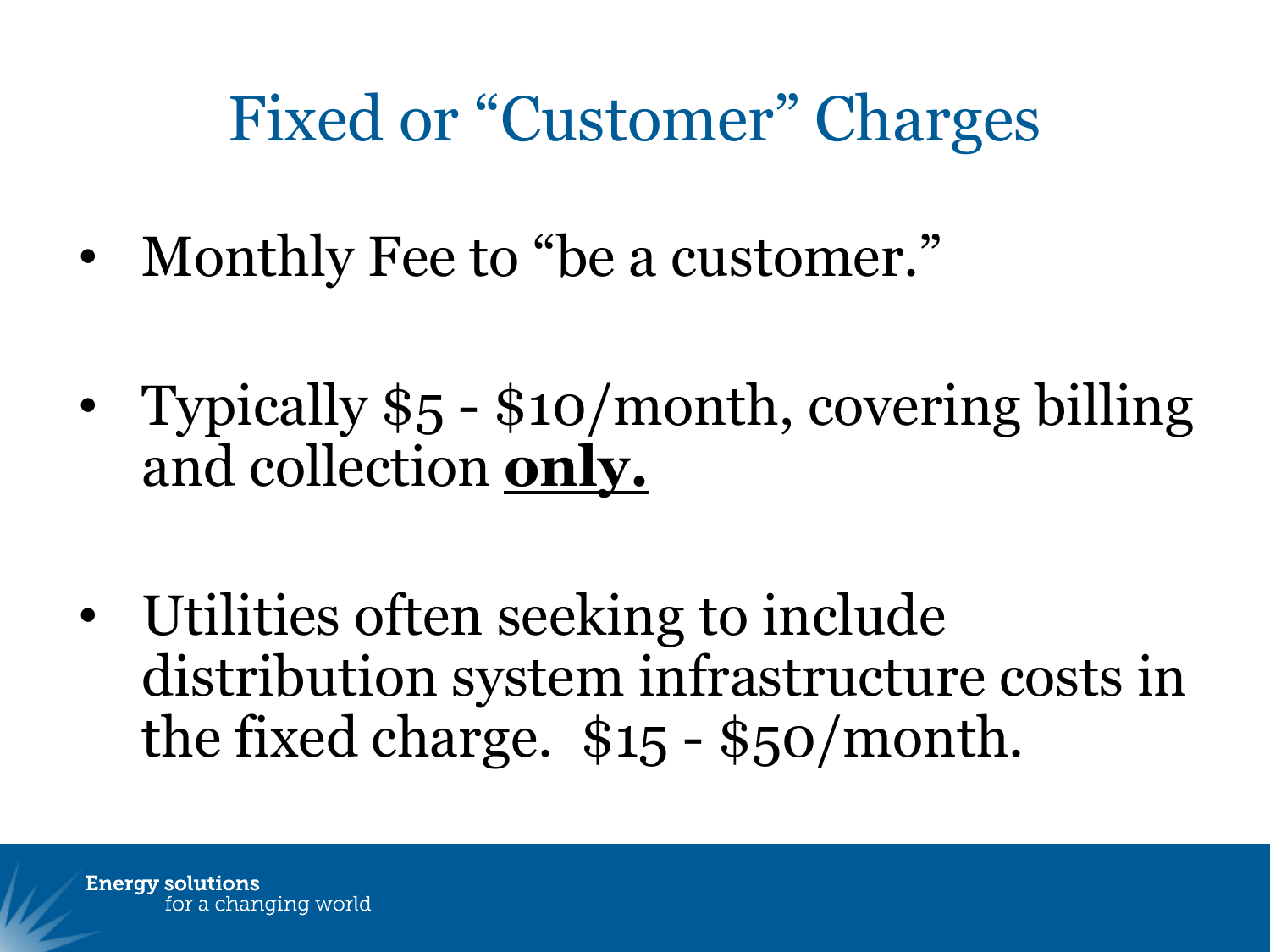# Fixed or "Customer" Charges

- Monthly Fee to "be a customer."
- Typically $5 - $10/month, covering billing and collection ***only.***
- Utilities often seeking to include distribution system infrastructure costs in the fixed charge. $15 - $50/month.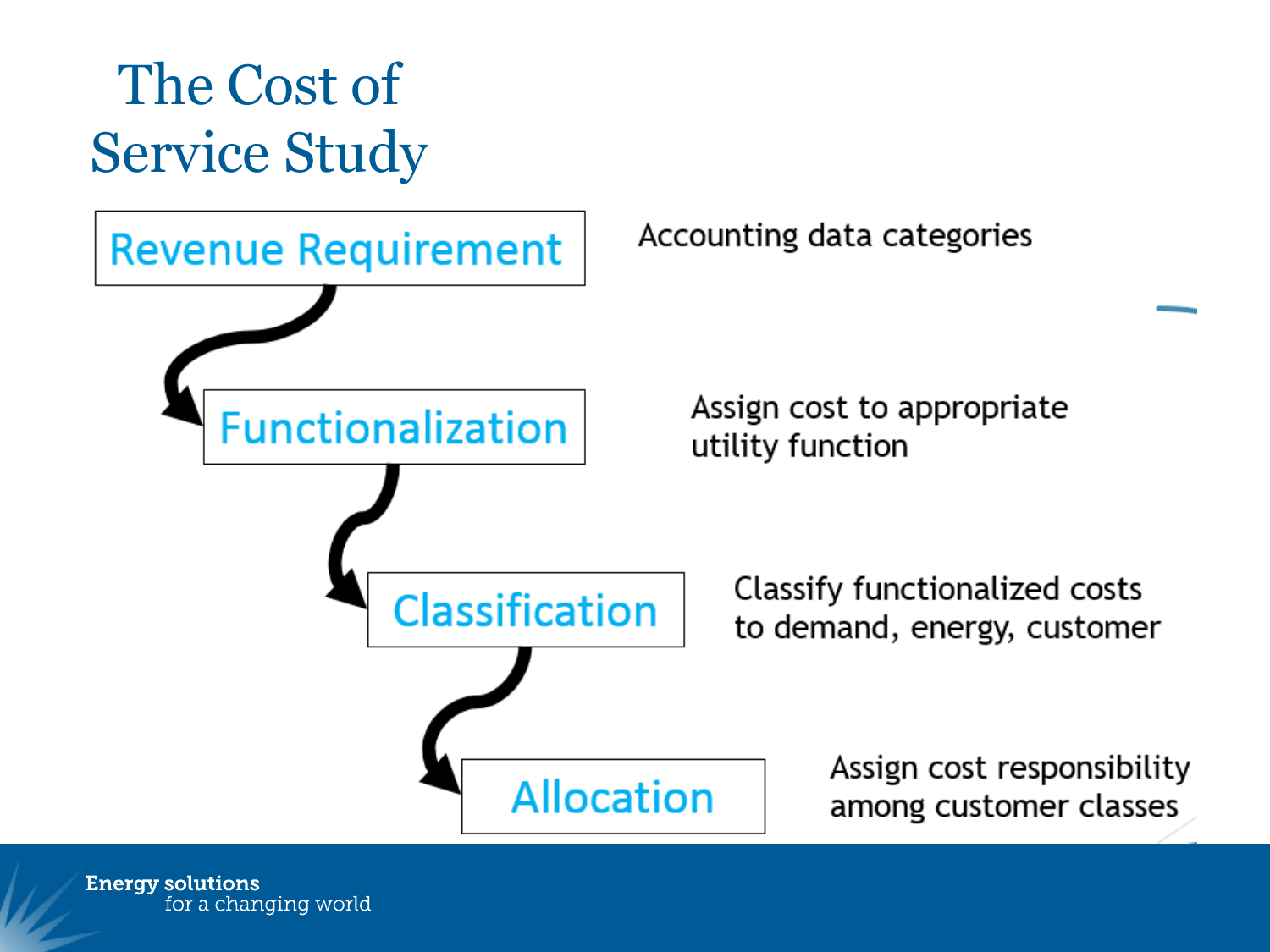# The Cost of Service Study

**Revenue Requirement** — Accounting data categories

**Functionalization** — Assign cost to appropriate utility function

**Classification** — Classify functionalized costs to demand, energy, customer

**Allocation** — Assign cost responsibility among customer classes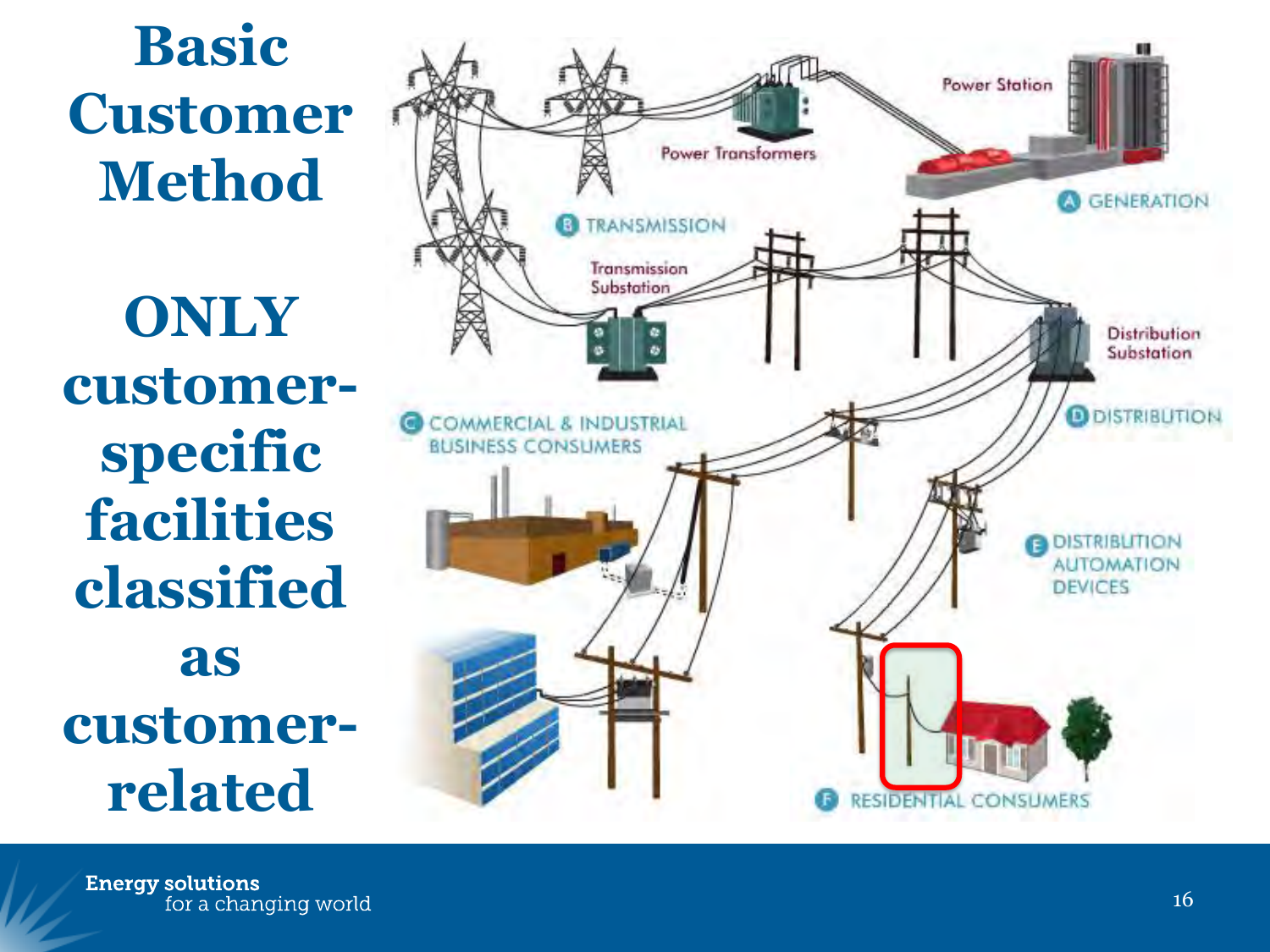# Basic Customer Method

**ONLY customer-specific facilities classified as customer-related**

Power Station

A GENERATION

Power Transformers

B TRANSMISSION

Transmission Substation

Distribution Substation

C COMMERCIAL & INDUSTRIAL BUSINESS CONSUMERS

D DISTRIBUTION

E DISTRIBUTION AUTOMATION DEVICES

F RESIDENTIAL CONSUMERS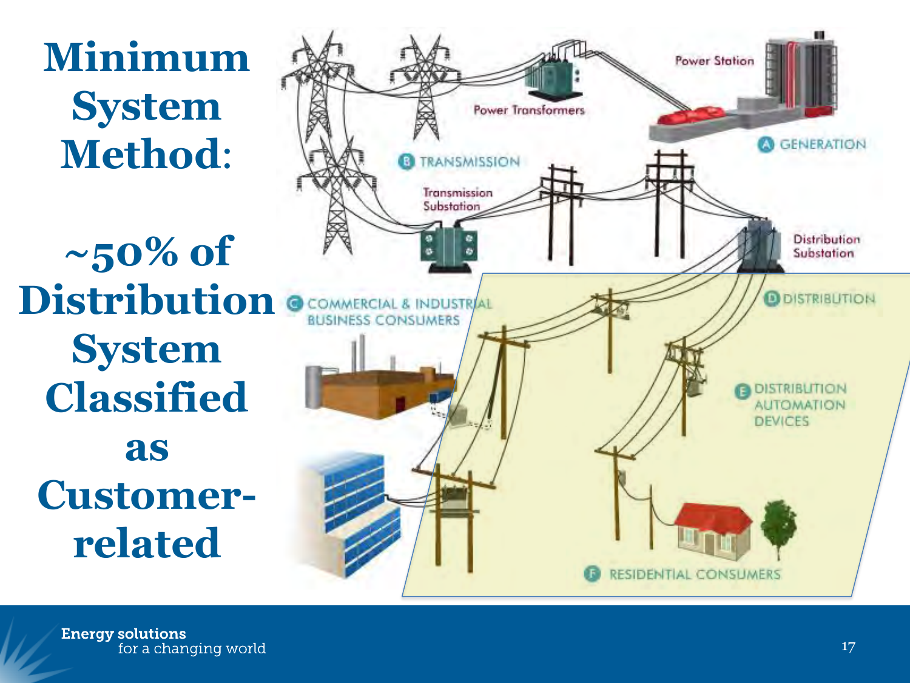# Minimum System Method:

## ~50% of Distribution System Classified as Customer-related

Power Station

Power Transformers

A GENERATION

B TRANSMISSION

Transmission Substation

Distribution Substation

C COMMERCIAL & INDUSTRIAL BUSINESS CONSUMERS

D DISTRIBUTION

E DISTRIBUTION AUTOMATION DEVICES

F RESIDENTIAL CONSUMERS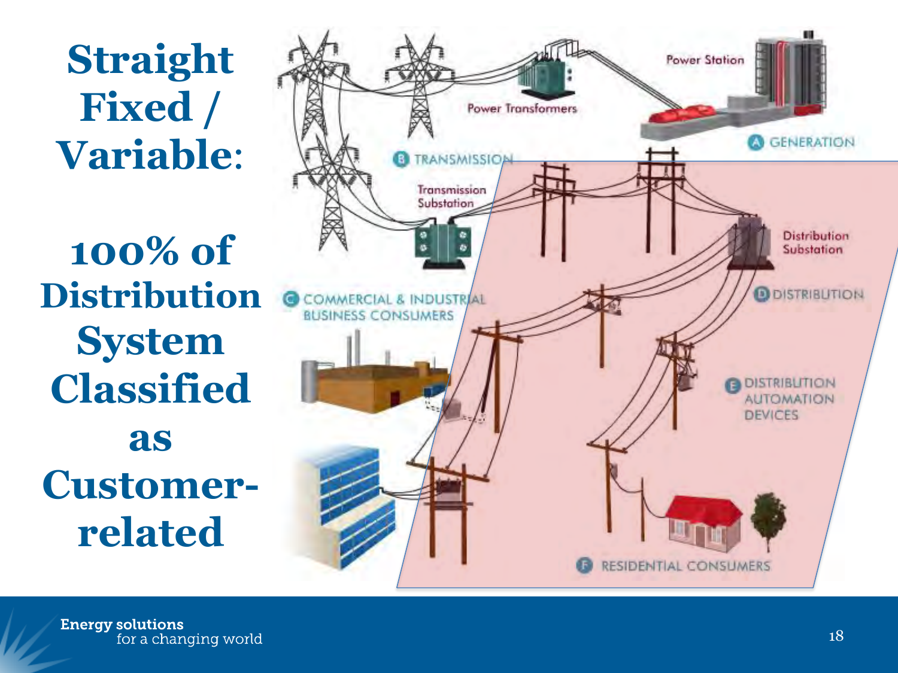# Straight Fixed / Variable:

## 100% of Distribution System Classified as Customer-related

Power Station

Power Transformers

A GENERATION

B TRANSMISSION

Transmission Substation

Distribution Substation

C COMMERCIAL & INDUSTRIAL BUSINESS CONSUMERS

D DISTRIBUTION

E DISTRIBUTION AUTOMATION DEVICES

F RESIDENTIAL CONSUMERS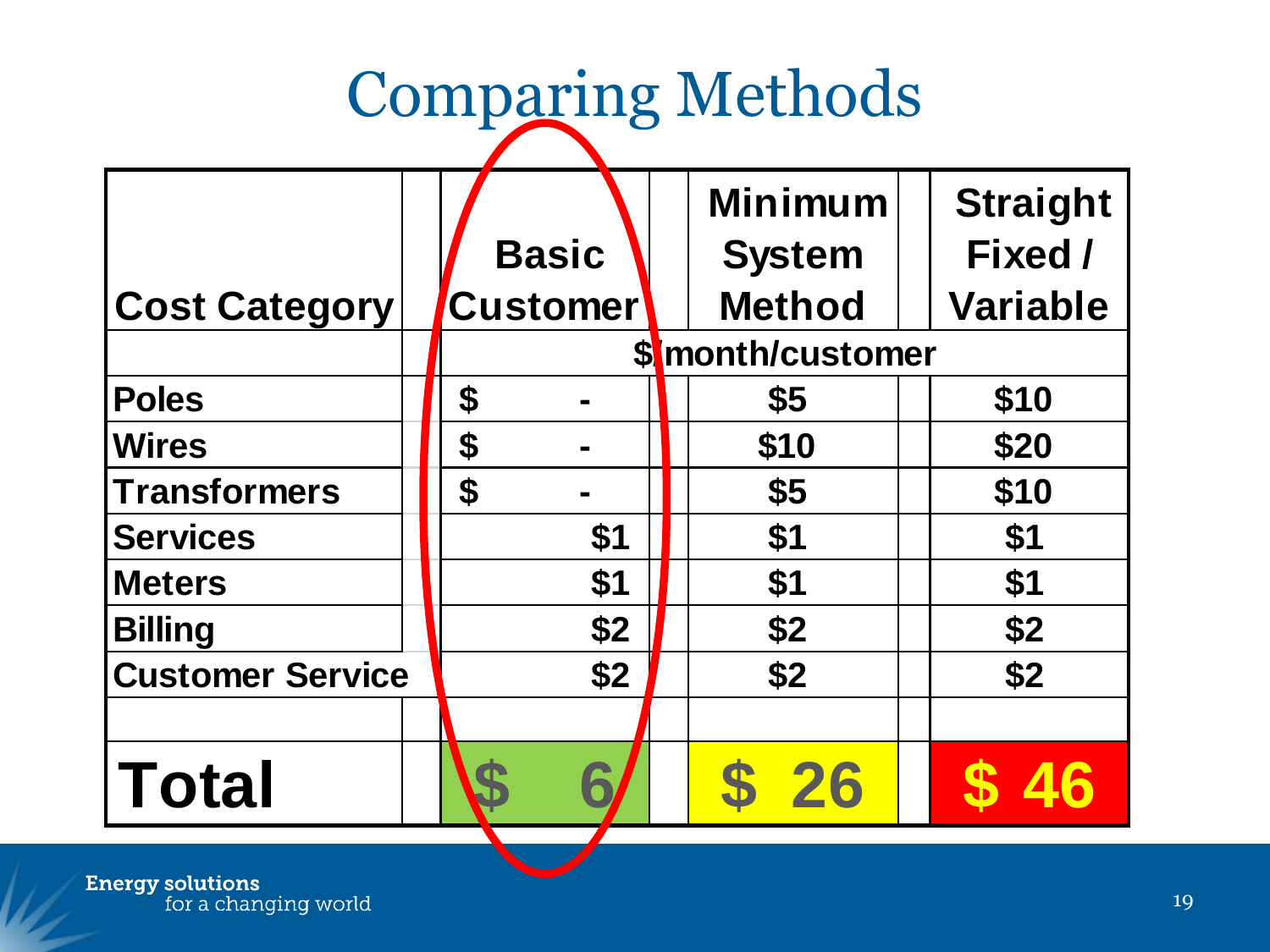# Comparing Methods

| Cost Category | Basic Customer | Minimum System Method | Straight Fixed / Variable |
|---|---|---|---|
| | $/month/customer | | |
| Poles | $ - | $5 | $10 |
| Wires | $ - | $10 | $20 |
| Transformers | $ - | $5 | $10 |
| Services | $1 | $1 | $1 |
| Meters | $1 | $1 | $1 |
| Billing | $2 | $2 | $2 |
| Customer Service | $2 | $2 | $2 |
| | | | |
| **Total** | **$ 6** | **$ 26** | **$ 46** |

Energy solutions
for a changing world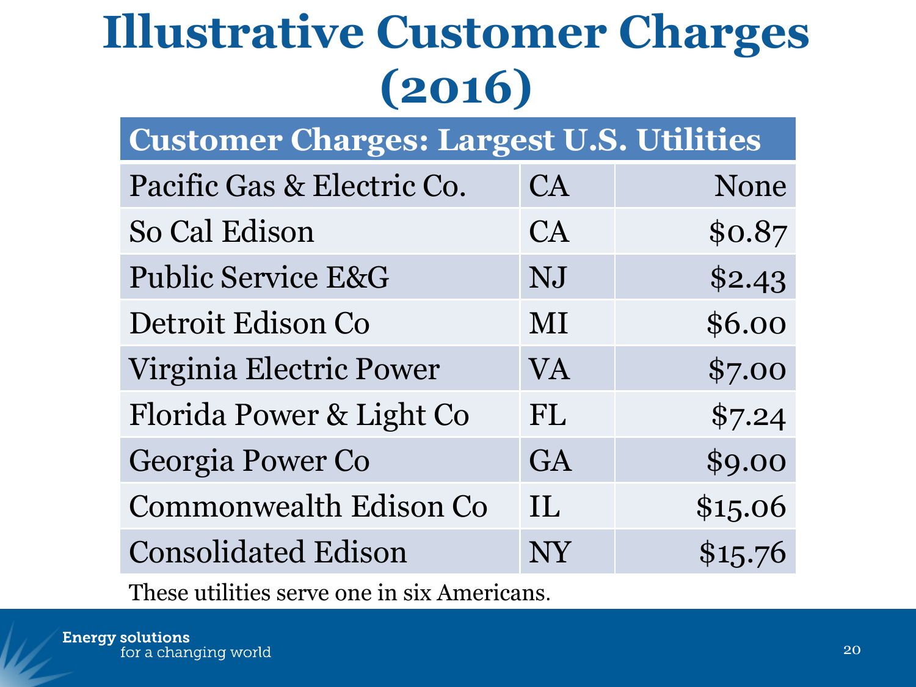# Illustrative Customer Charges (2016)

| Customer Charges: Largest U.S. Utilities | | |
|---|---|---|
| Pacific Gas & Electric Co. | CA | None |
| So Cal Edison | CA | $0.87 |
| Public Service E&G | NJ | $2.43 |
| Detroit Edison Co | MI | $6.00 |
| Virginia Electric Power | VA | $7.00 |
| Florida Power & Light Co | FL | $7.24 |
| Georgia Power Co | GA | $9.00 |
| Commonwealth Edison Co | IL | $15.06 |
| Consolidated Edison | NY | $15.76 |

These utilities serve one in six Americans.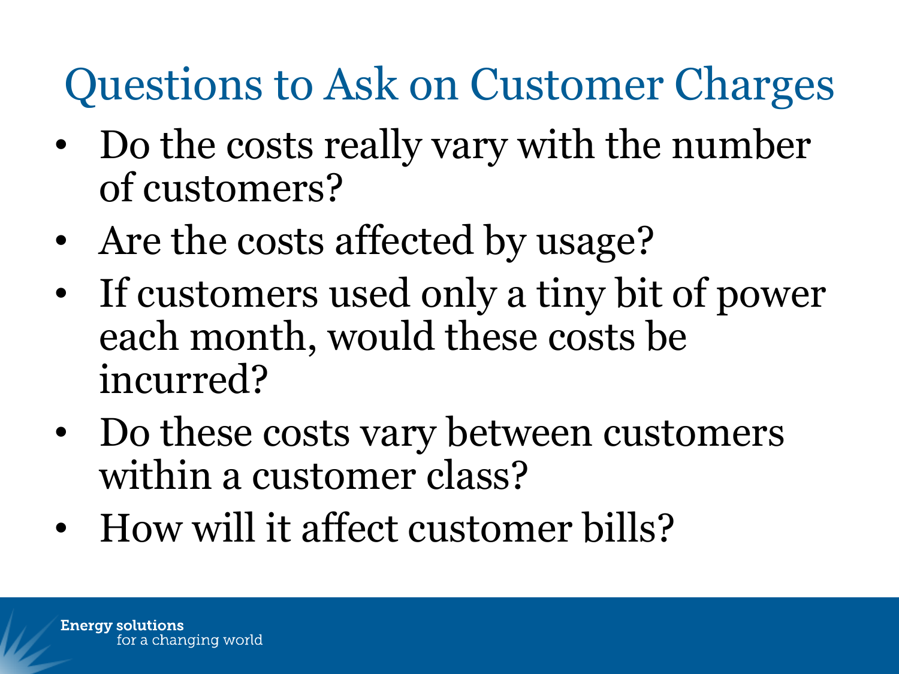# Questions to Ask on Customer Charges

- Do the costs really vary with the number of customers?
- Are the costs affected by usage?
- If customers used only a tiny bit of power each month, would these costs be incurred?
- Do these costs vary between customers within a customer class?
- How will it affect customer bills?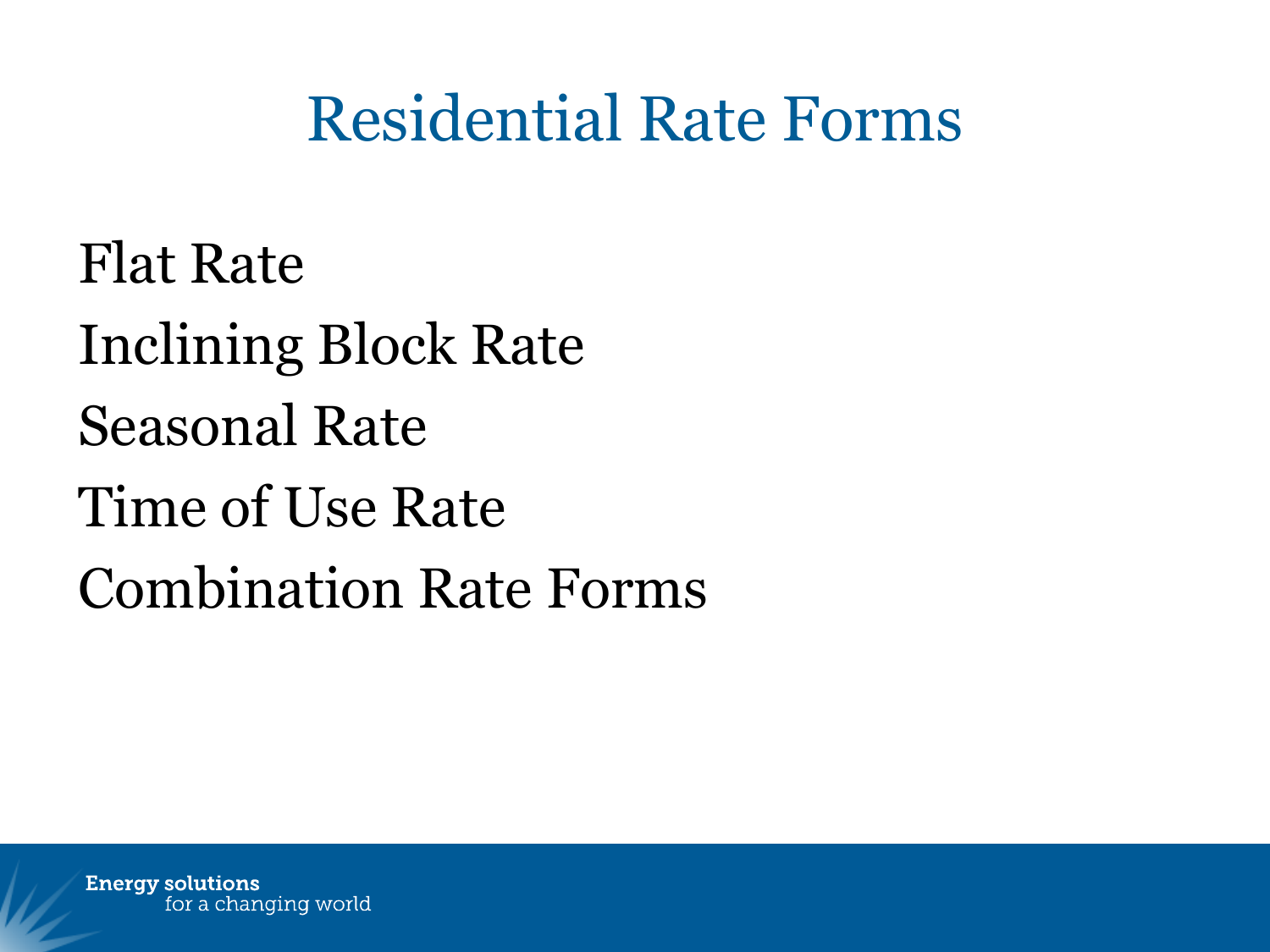# Residential Rate Forms

- Flat Rate
- Inclining Block Rate
- Seasonal Rate
- Time of Use Rate
- Combination Rate Forms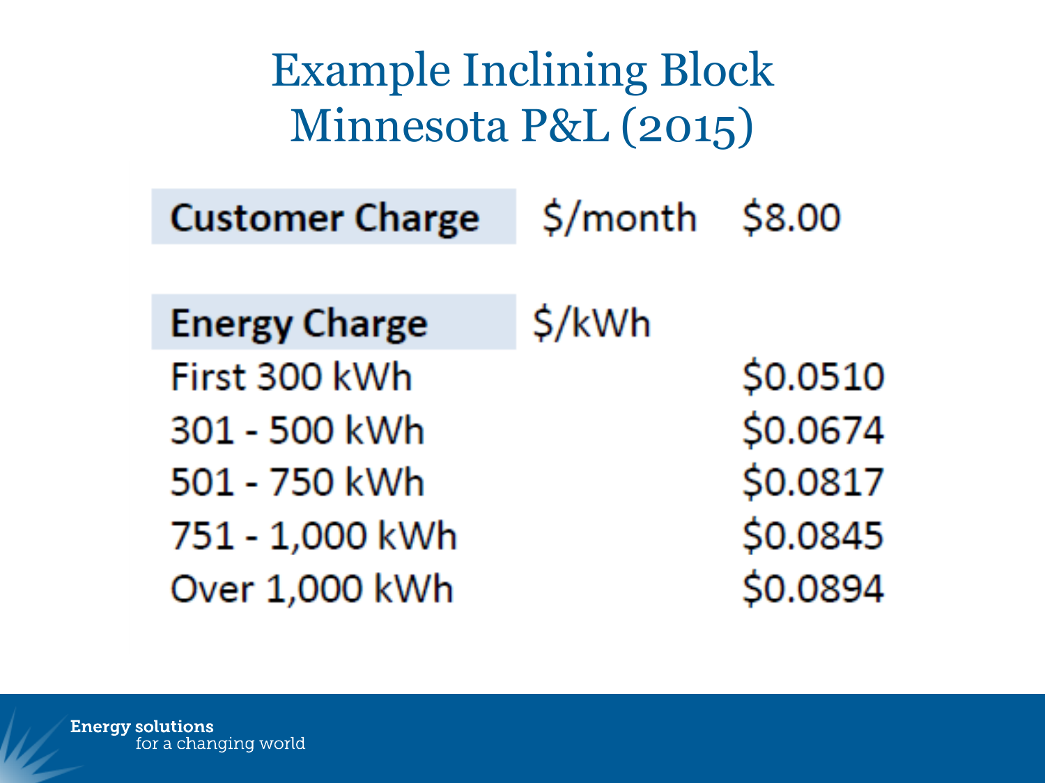# Example Inclining Block Minnesota P&L (2015)

| Customer Charge | $/month | $8.00 |
| --- | --- | --- |
| **Energy Charge** | **$/kWh** | |
| First 300 kWh | | $0.0510 |
| 301 - 500 kWh | | $0.0674 |
| 501 - 750 kWh | | $0.0817 |
| 751 - 1,000 kWh | | $0.0845 |
| Over 1,000 kWh | | $0.0894 |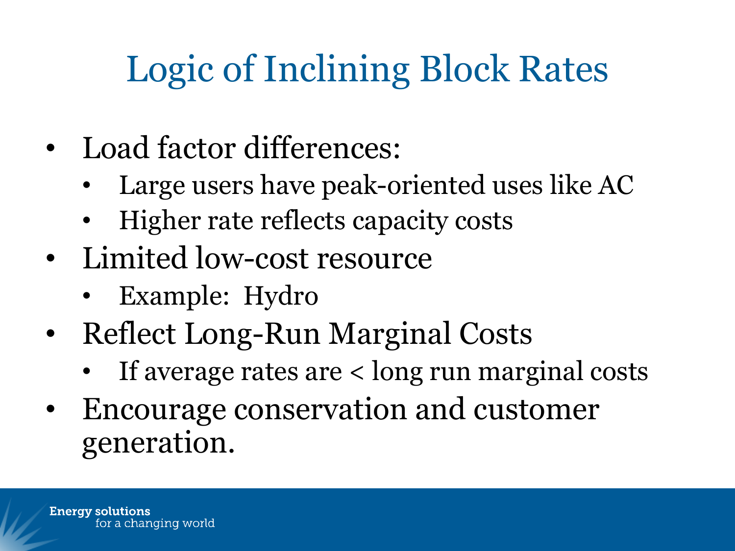# Logic of Inclining Block Rates

- Load factor differences:
  - Large users have peak-oriented uses like AC
  - Higher rate reflects capacity costs
- Limited low-cost resource
  - Example: Hydro
- Reflect Long-Run Marginal Costs
  - If average rates are < long run marginal costs
- Encourage conservation and customer generation.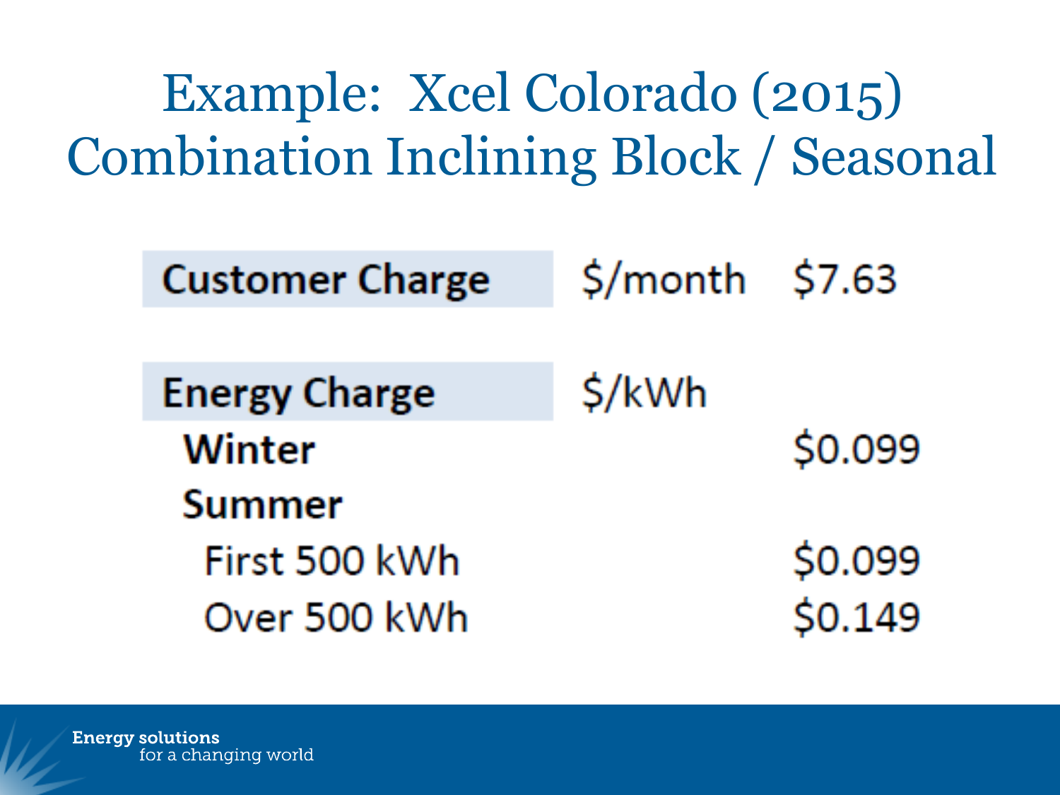# Example: Xcel Colorado (2015) Combination Inclining Block / Seasonal

| | | |
|---|---|---|
| **Customer Charge** | $/month | $7.63 |
| | | |
| **Energy Charge** | $/kWh | |
| **Winter** | | $0.099 |
| **Summer** | | |
| First 500 kWh | | $0.099 |
| Over 500 kWh | | $0.149 |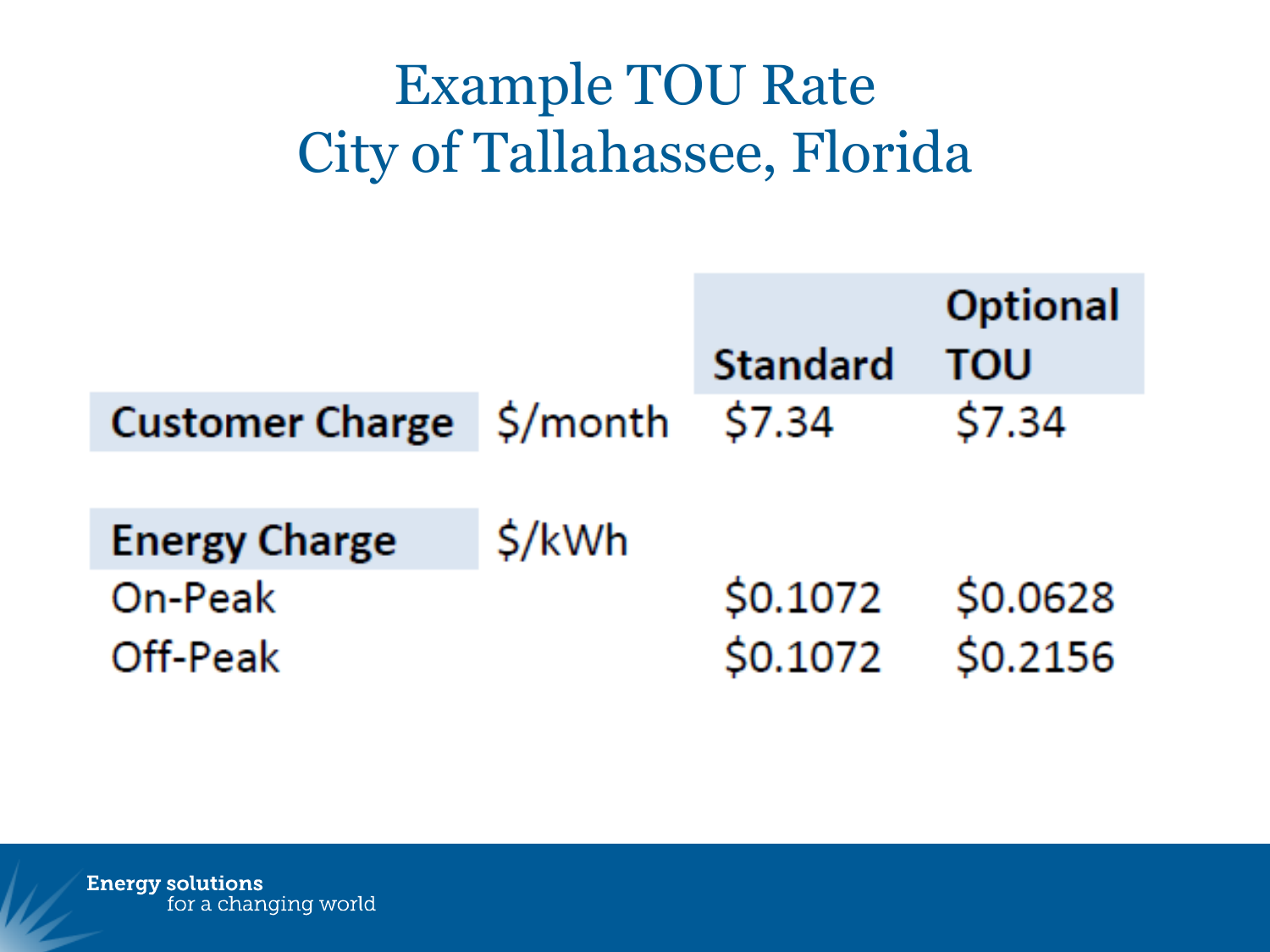# Example TOU Rate
# City of Tallahassee, Florida

| | | Standard | Optional TOU |
|---|---|---|---|
| **Customer Charge** | $/month | $7.34 | $7.34 |
| | | | |
| **Energy Charge** | $/kWh | | |
| On-Peak | | $0.1072 | $0.0628 |
| Off-Peak | | $0.1072 | $0.2156 |

**Energy solutions**
for a changing world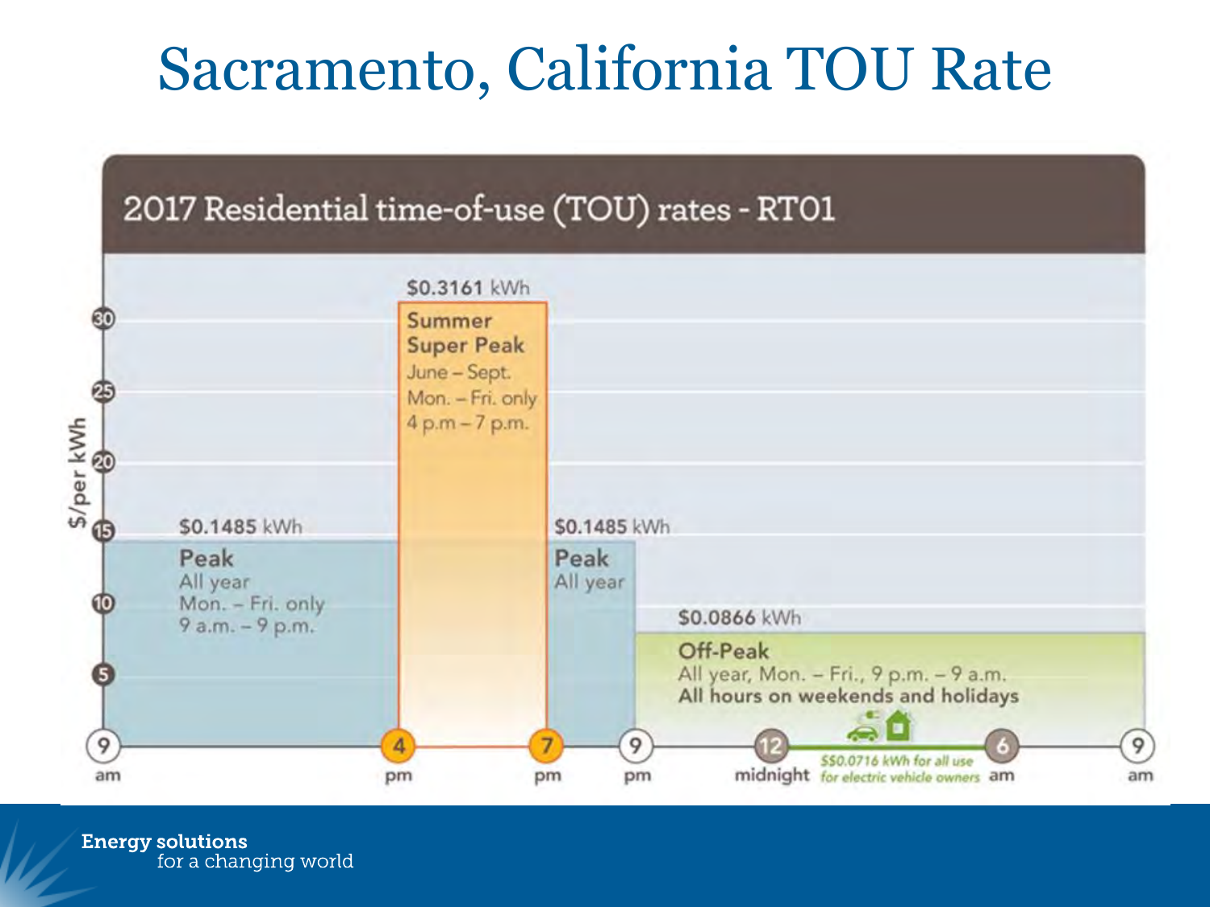# Sacramento, California TOU Rate

## 2017 Residential time-of-use (TOU) rates - RT01

$/per kWh

**$0.1485 kWh**
**Peak**
All year
Mon. – Fri. only
9 a.m. – 9 p.m.

**$0.3161 kWh**
**Summer Super Peak**
June – Sept.
Mon. – Fri. only
4 p.m – 7 p.m.

**$0.1485 kWh**
**Peak**
All year

**$0.0866 kWh**
**Off-Peak**
All year, Mon. – Fri., 9 p.m. – 9 a.m.
**All hours on weekends and holidays**

*$$0.0716 kWh for all use for electric vehicle owners*

9 am · 4 pm · 7 pm · 9 pm · 12 midnight · 6 am · 9 am

Energy solutions for a changing world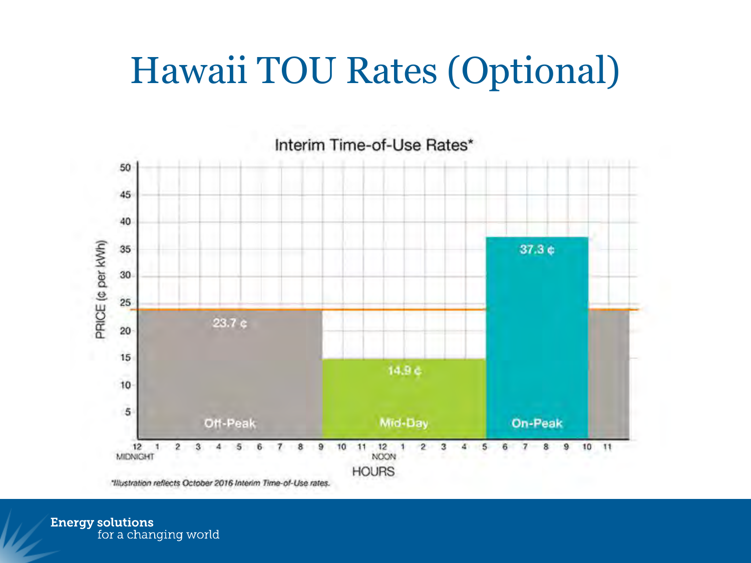# Hawaii TOU Rates (Optional)

Interim Time-of-Use Rates*

| Period | Hours | Price (¢ per kWh) |
|---|---|---|
| Off-Peak | 12 Midnight – 9 | 23.7 ¢ |
| Mid-Day | 9 – 5 | 14.9 ¢ |
| On-Peak | 5 – 10 | 37.3 ¢ |
| Off-Peak | 10 – 12 Midnight | 23.7 ¢ |

*Illustration reflects October 2016 Interim Time-of-Use rates.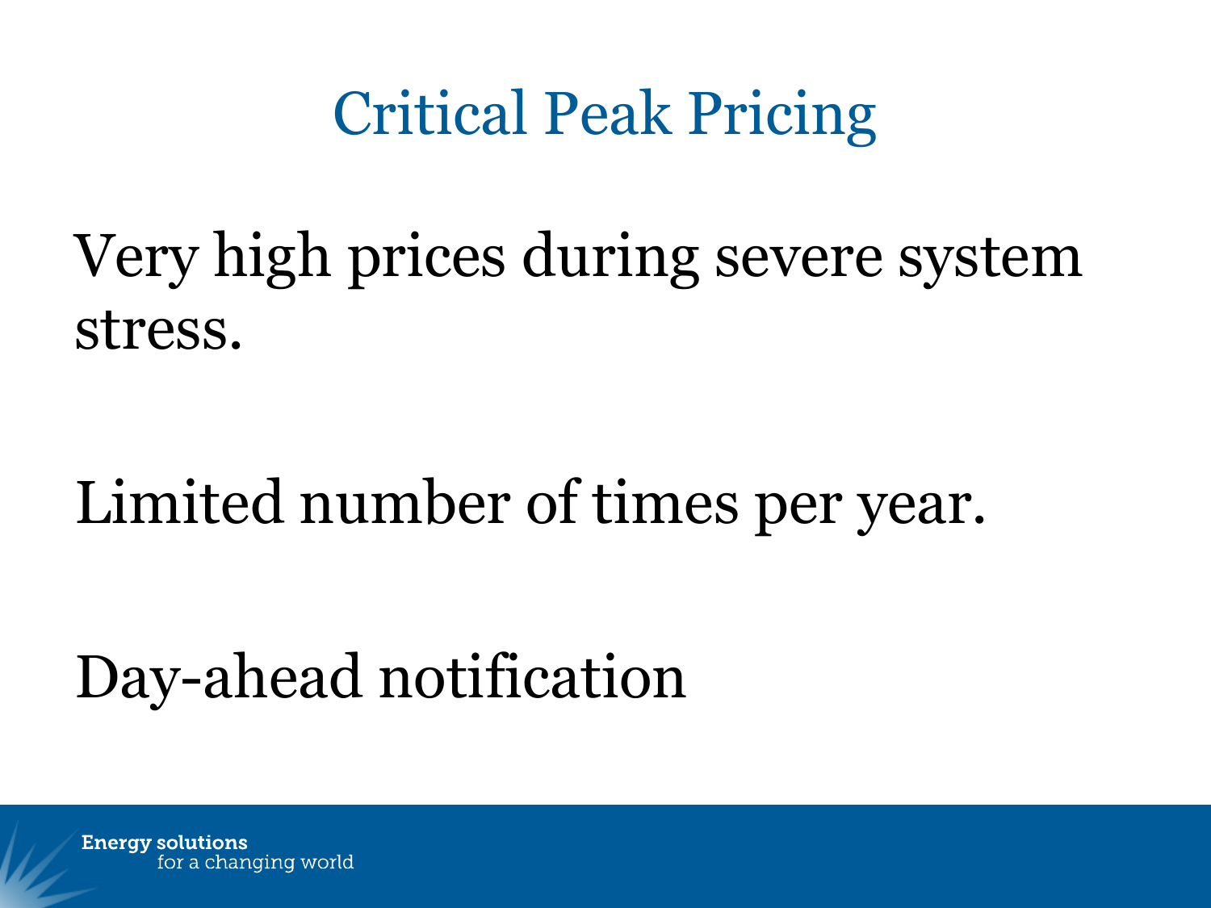# Critical Peak Pricing

Very high prices during severe system stress.

Limited number of times per year.

Day-ahead notification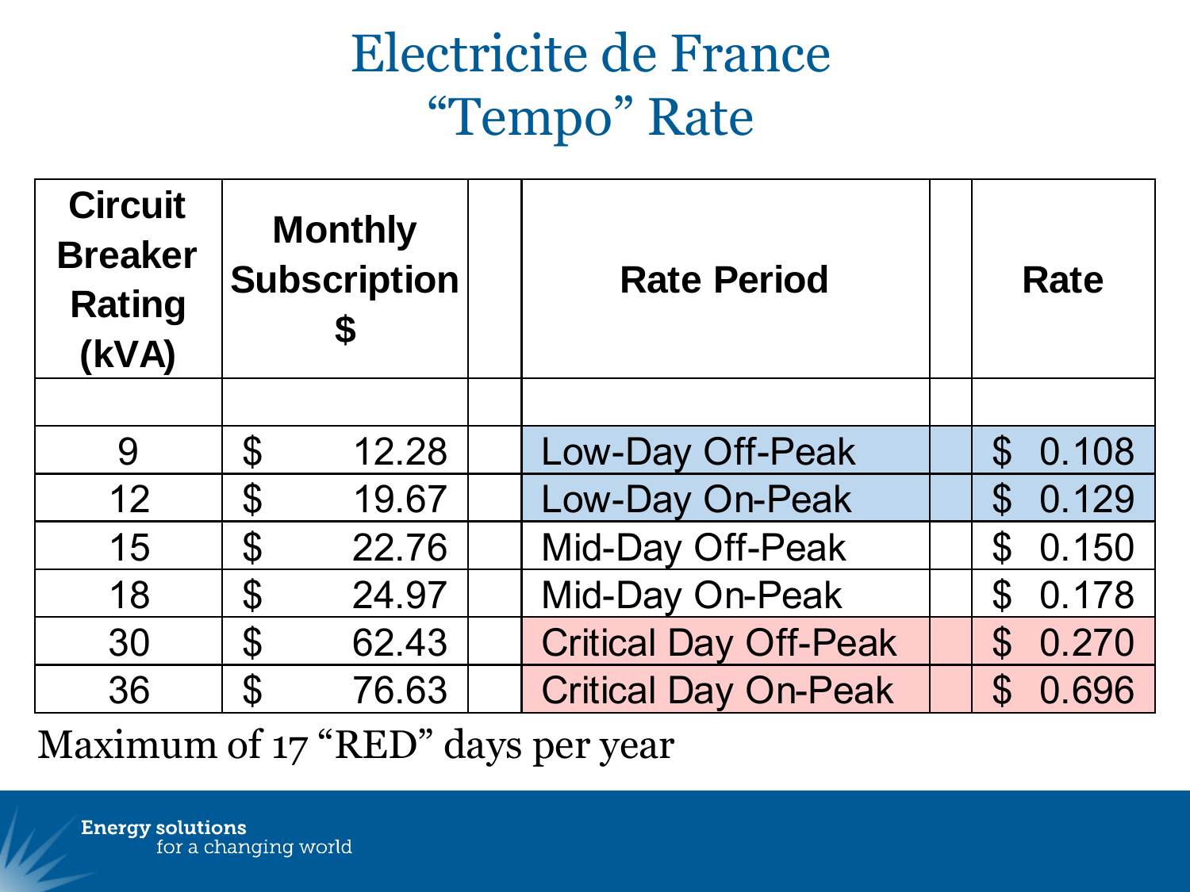# Electricite de France
# "Tempo" Rate

| Circuit Breaker Rating (kVA) | Monthly Subscription $ | | Rate Period | | Rate |
|---|---|---|---|---|---|
| | | | | | |
| 9 | $ 12.28 | | Low-Day Off-Peak | | $ 0.108 |
| 12 | $ 19.67 | | Low-Day On-Peak | | $ 0.129 |
| 15 | $ 22.76 | | Mid-Day Off-Peak | | $ 0.150 |
| 18 | $ 24.97 | | Mid-Day On-Peak | | $ 0.178 |
| 30 | $ 62.43 | | Critical Day Off-Peak | | $ 0.270 |
| 36 | $ 76.63 | | Critical Day On-Peak | | $ 0.696 |

Maximum of 17 "RED" days per year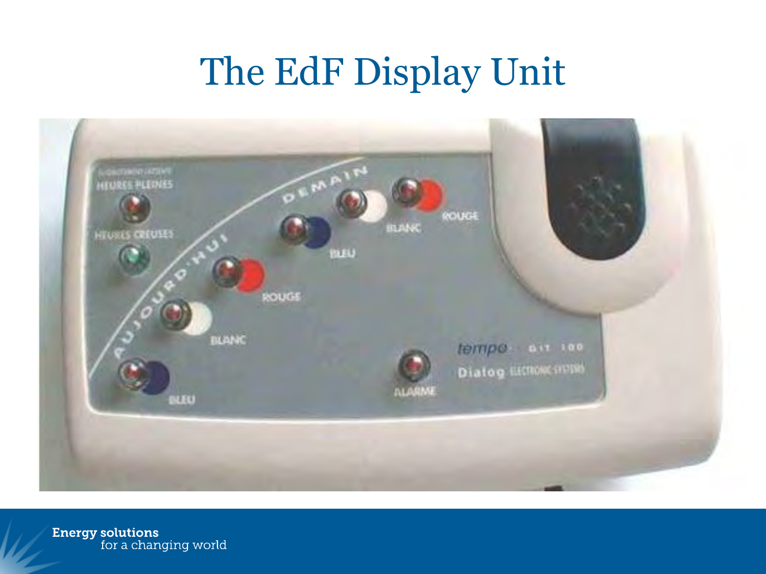# The EdF Display Unit

HEURES PLEINES

HEURES CREUSES

AUJOURD'HUI

DEMAIN

BLEU

BLANC

ROUGE

BLEU

BLANC

ROUGE

ALARME

tempo

Dialog ELECTRONIC SYSTEMS

Energy solutions
for a changing world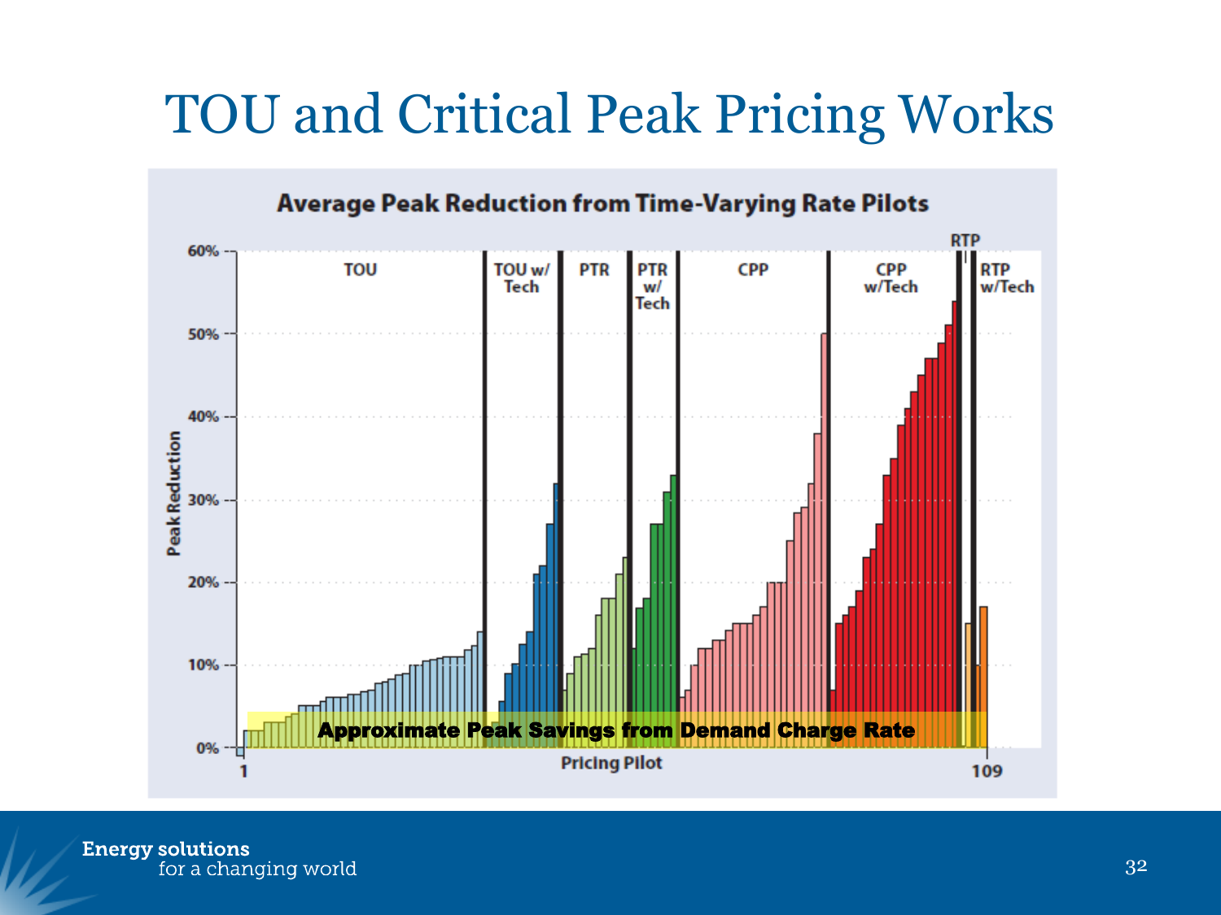# TOU and Critical Peak Pricing Works

**Average Peak Reduction from Time-Varying Rate Pilots**

Peak Reduction: 0%, 10%, 20%, 30%, 40%, 50%, 60%

Pricing Pilot: 1 – 109

TOU | TOU w/ Tech | PTR | PTR w/ Tech | CPP | CPP w/Tech | RTP | RTP w/Tech

**Approximate Peak Savings from Demand Charge Rate**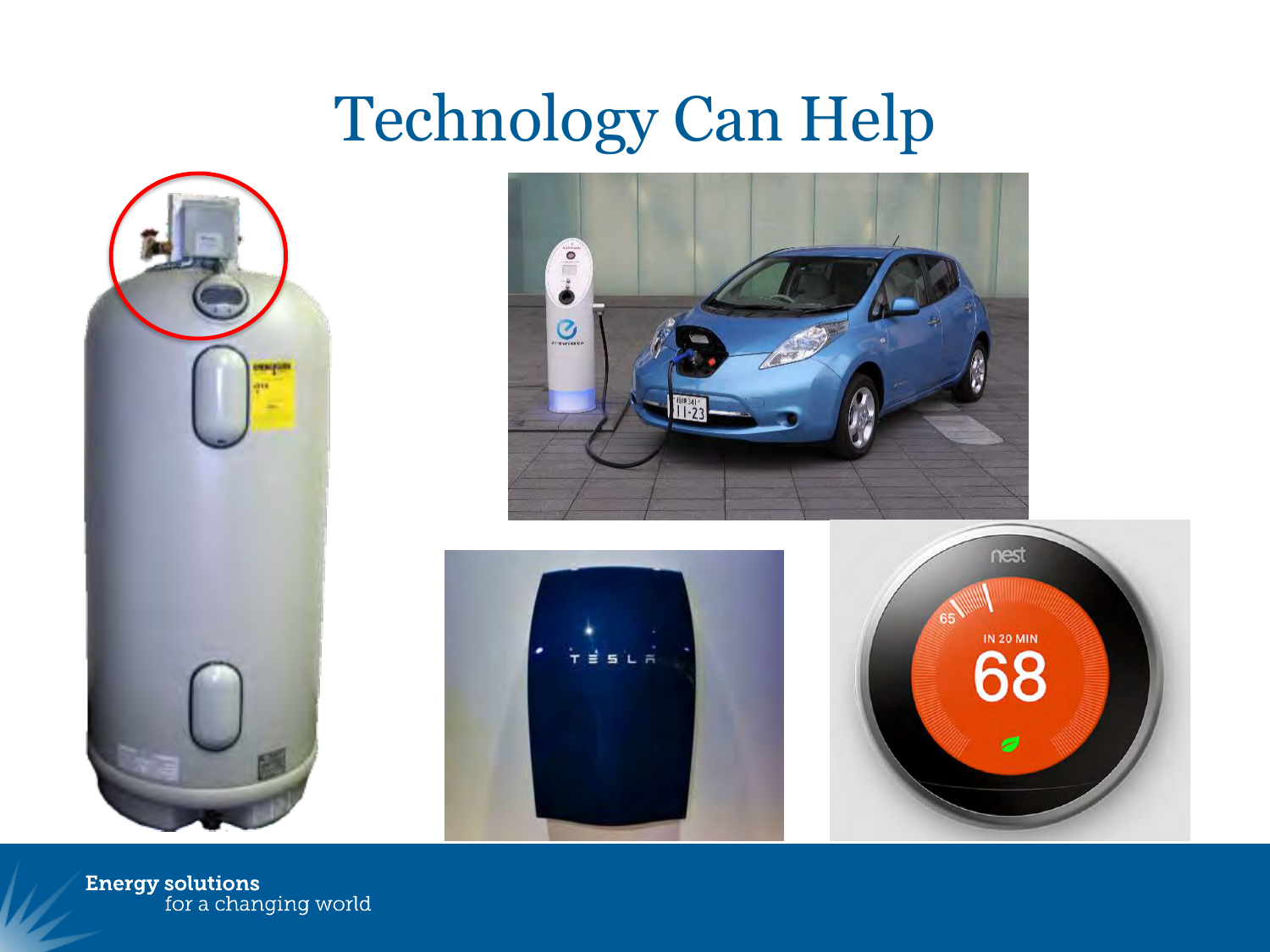# Technology Can Help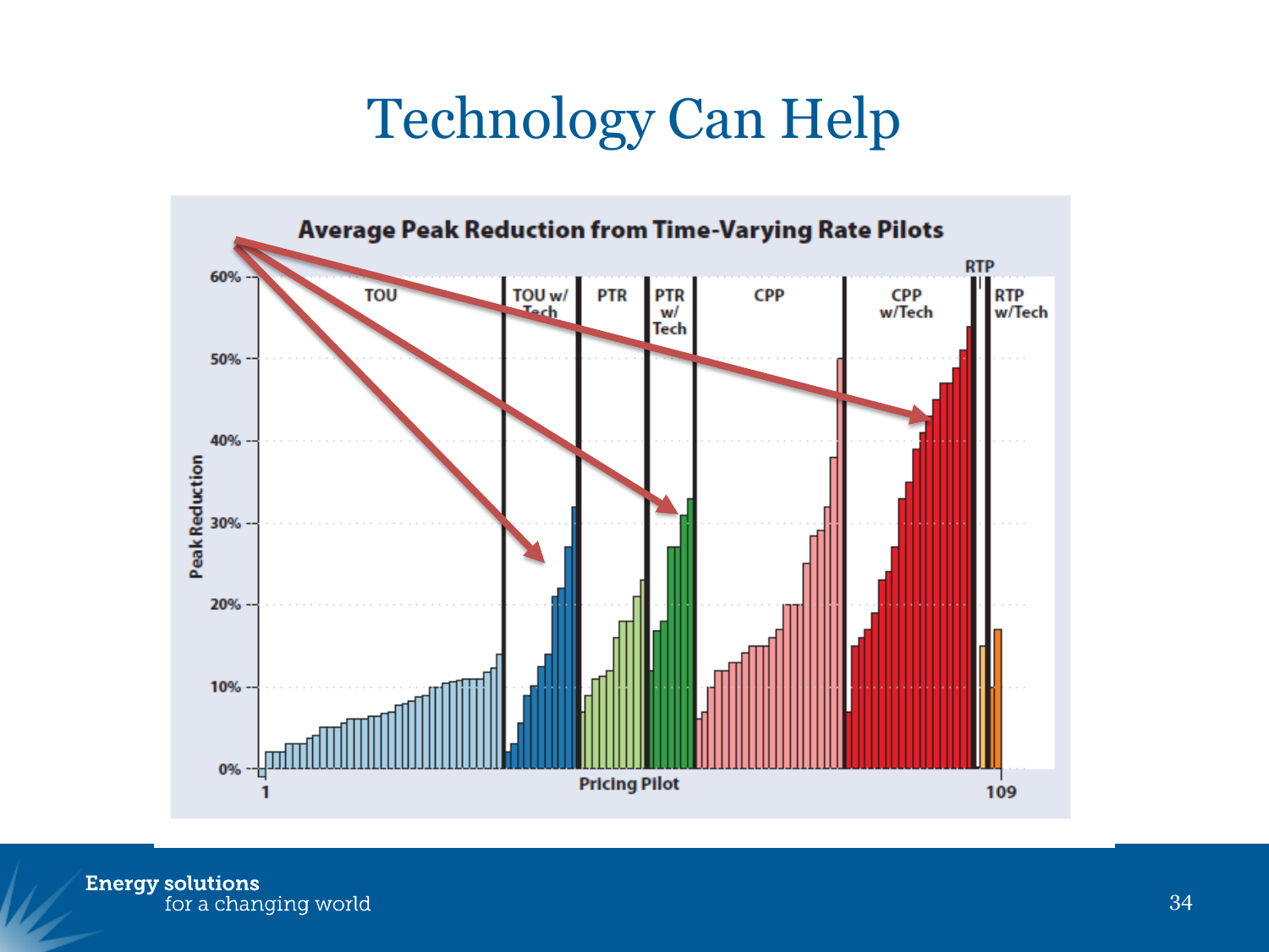# Technology Can Help

**Average Peak Reduction from Time-Varying Rate Pilots**

Peak Reduction (0%–60%) by Pricing Pilot (1–109), grouped by rate type: TOU, TOU w/ Tech, PTR, PTR w/ Tech, CPP, CPP w/Tech, RTP, RTP w/Tech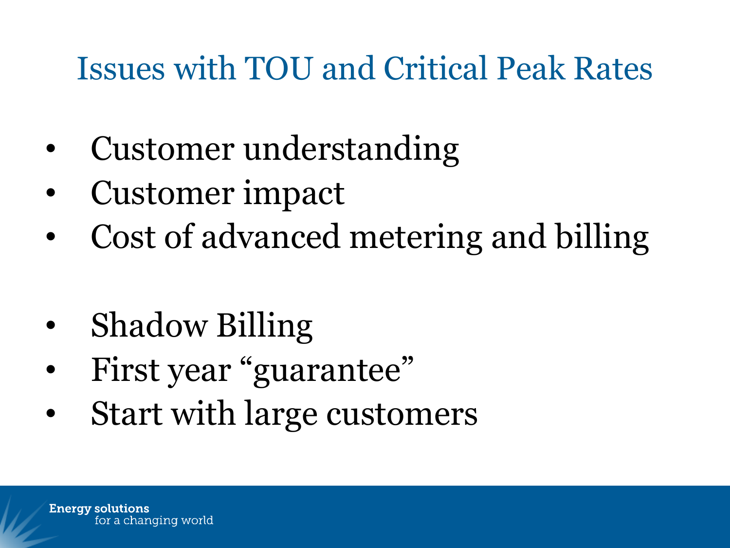# Issues with TOU and Critical Peak Rates

- Customer understanding
- Customer impact
- Cost of advanced metering and billing

- Shadow Billing
- First year "guarantee"
- Start with large customers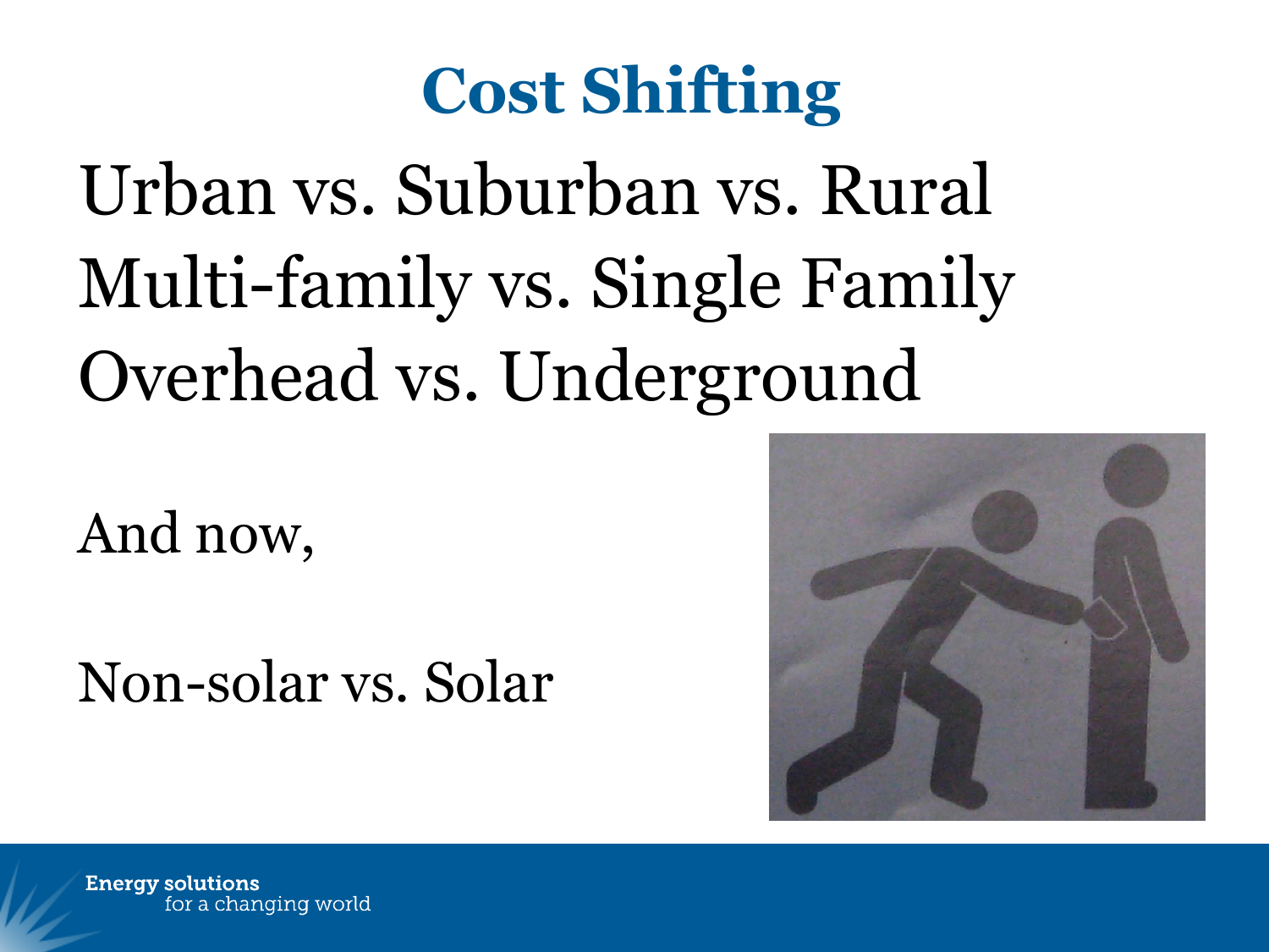# Cost Shifting

Urban vs. Suburban vs. Rural

Multi-family vs. Single Family

Overhead vs. Underground

And now,

Non-solar vs. Solar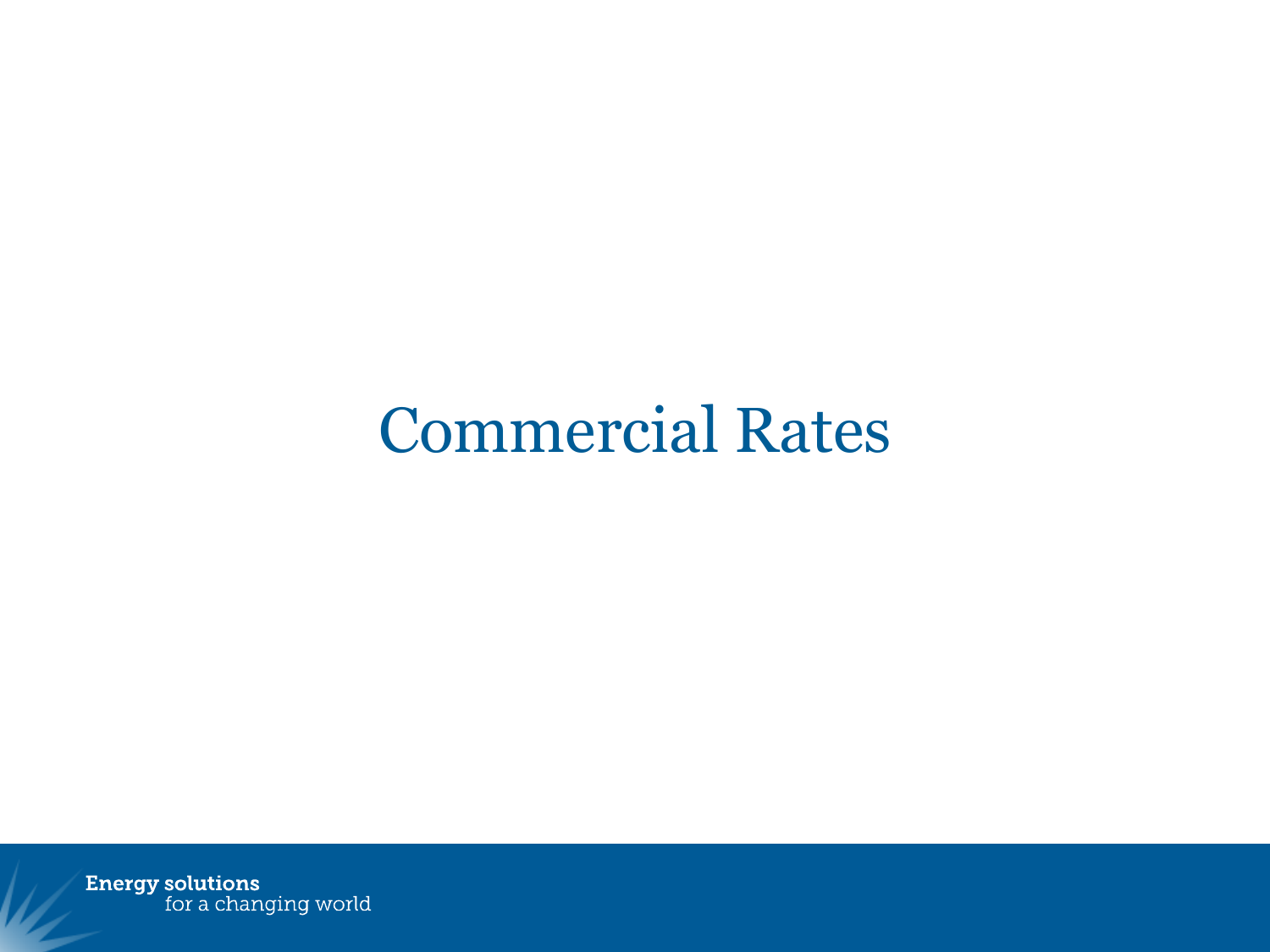# Commercial Rates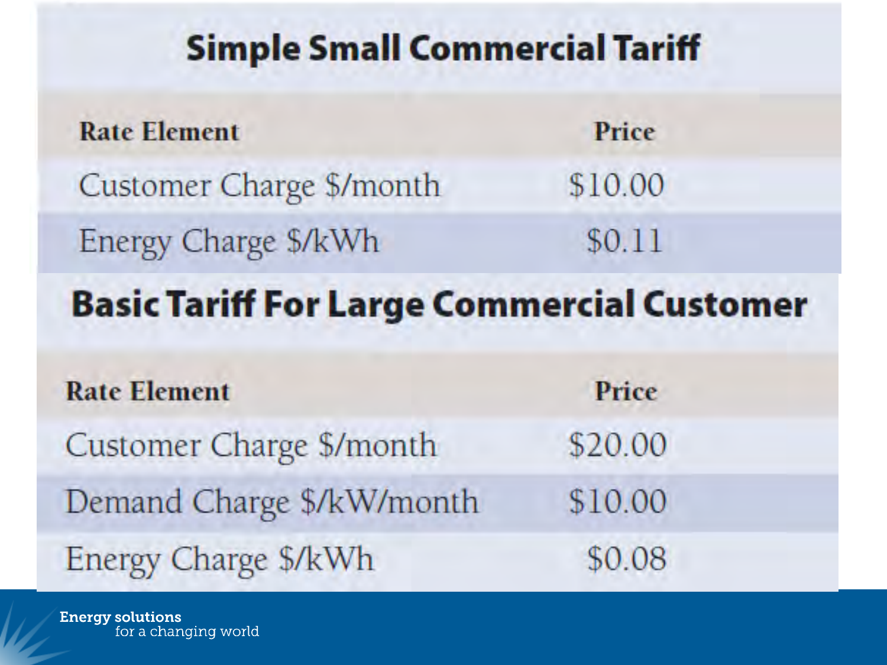## Simple Small Commercial Tariff

| Rate Element | Price |
|---|---|
| Customer Charge $/month | $10.00 |
| Energy Charge $/kWh | $0.11 |

## Basic Tariff For Large Commercial Customer

| Rate Element | Price |
|---|---|
| Customer Charge $/month | $20.00 |
| Demand Charge $/kW/month | $10.00 |
| Energy Charge $/kWh | $0.08 |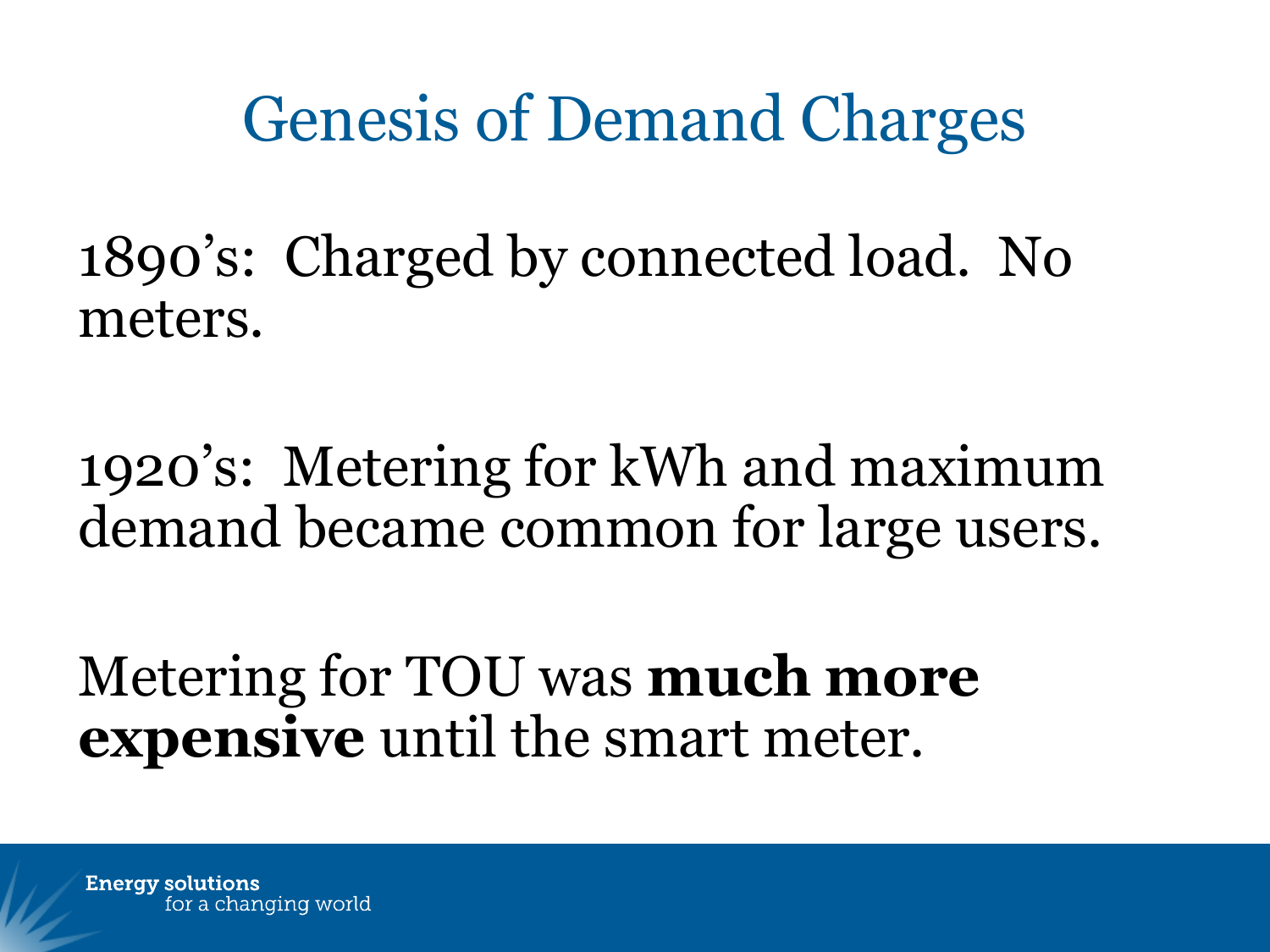# Genesis of Demand Charges

1890's: Charged by connected load. No meters.

1920's: Metering for kWh and maximum demand became common for large users.

Metering for TOU was **much more expensive** until the smart meter.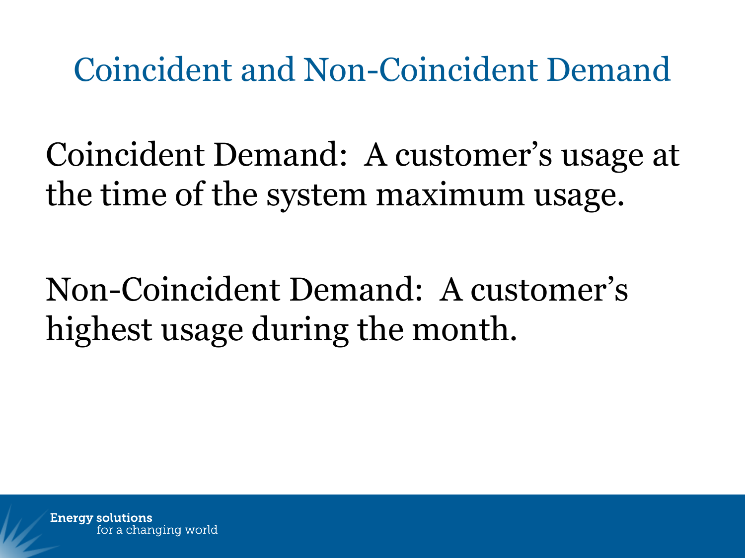# Coincident and Non-Coincident Demand

Coincident Demand: A customer's usage at the time of the system maximum usage.

Non-Coincident Demand: A customer's highest usage during the month.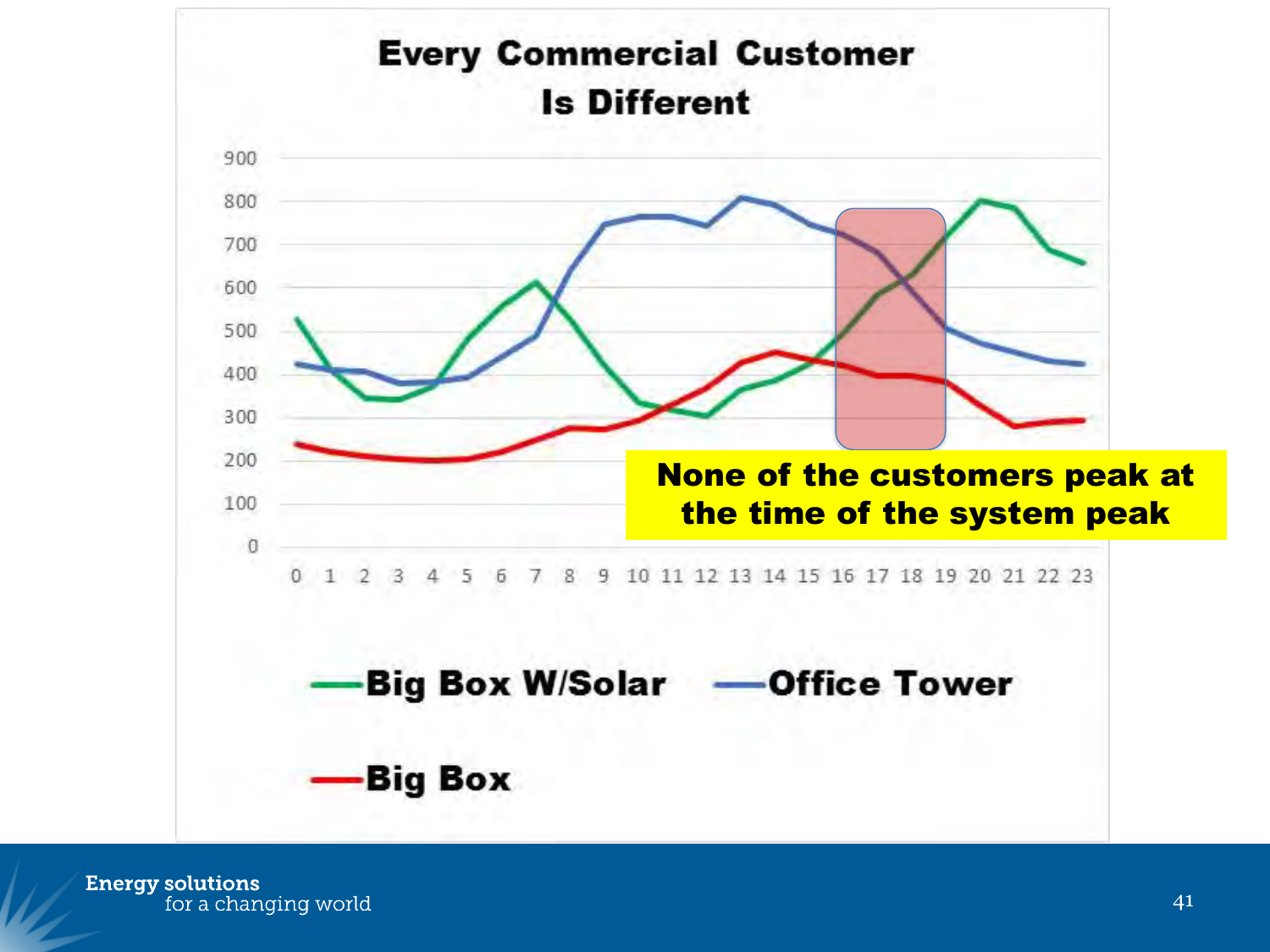# Every Commercial Customer Is Different

None of the customers peak at the time of the system peak

Big Box W/Solar — Office Tower — Big Box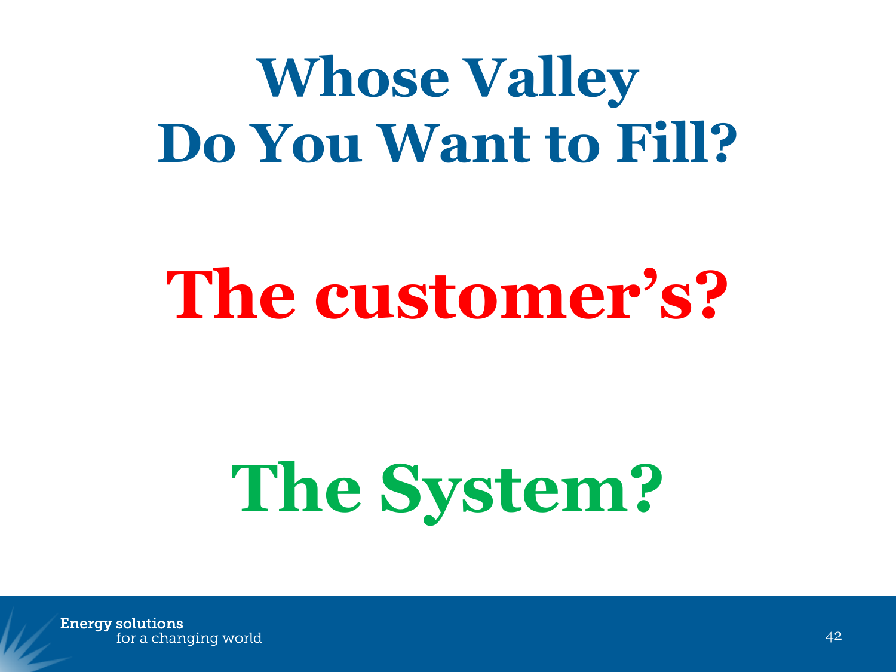# Whose Valley Do You Want to Fill?

**The customer's?**

**The System?**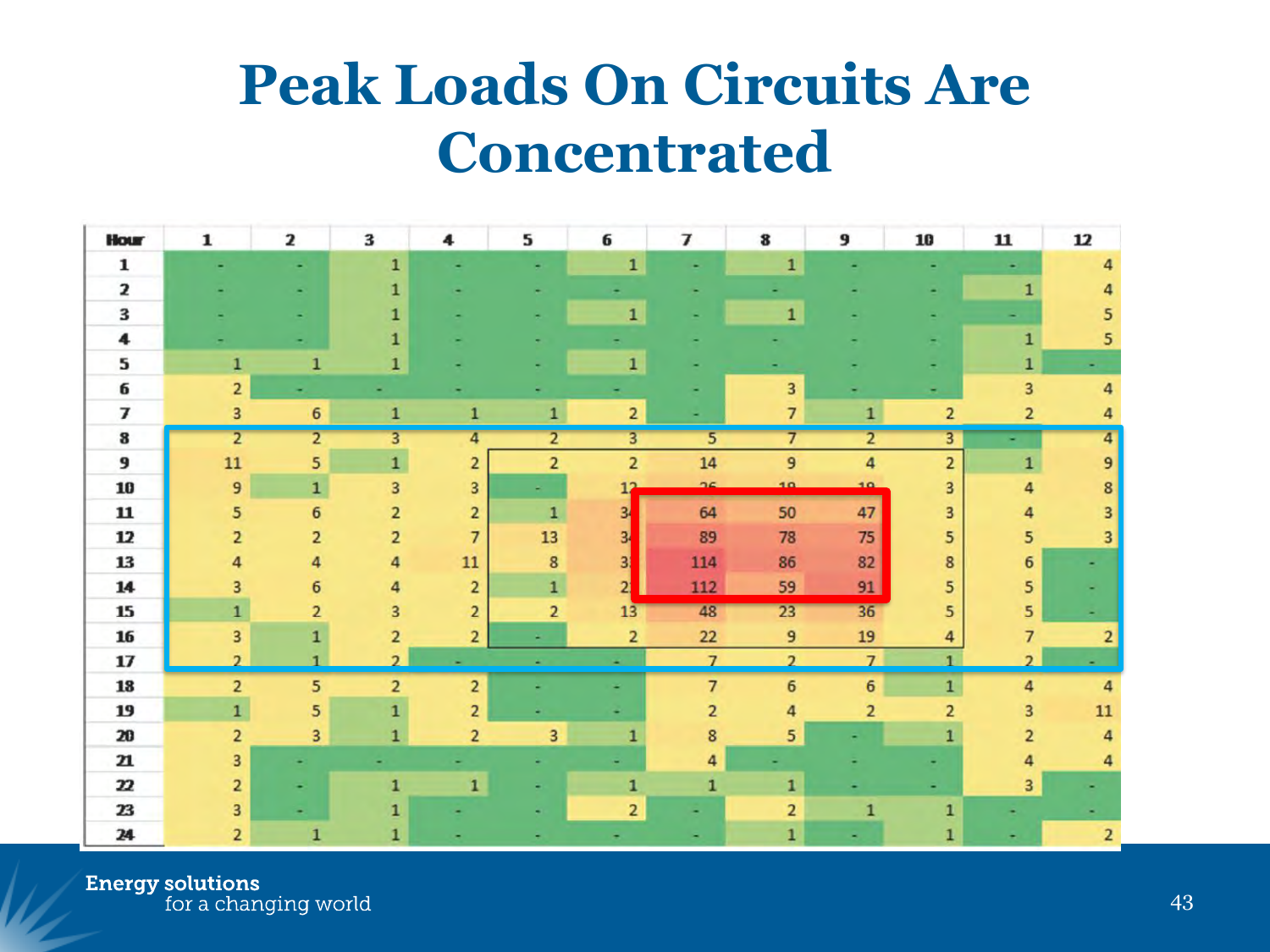# Peak Loads On Circuits Are Concentrated

| Hour | 1 | 2 | 3 | 4 | 5 | 6 | 7 | 8 | 9 | 10 | 11 | 12 |
|---|---|---|---|---|---|---|---|---|---|---|---|---|
| 1 | - | - | 1 | - | - | 1 | - | 1 | - | - | - | 4 |
| 2 | - | - | 1 | - | - | - | - | - | - | - | 1 | 4 |
| 3 | - | - | 1 | - | - | 1 | - | 1 | - | - | - | 5 |
| 4 | - | - | 1 | - | - | - | - | - | - | - | 1 | 5 |
| 5 | 1 | 1 | 1 | - | - | 1 | - | - | - | - | 1 | - |
| 6 | 2 | - | - | - | - | - | - | 3 | - | - | 3 | 4 |
| 7 | 3 | 6 | 1 | 1 | 1 | 2 | - | 7 | 1 | 2 | 2 | 4 |
| 8 | 2 | 2 | 3 | 4 | 2 | 3 | 5 | 7 | 2 | 3 | - | 4 |
| 9 | 11 | 5 | 1 | 2 | 2 | 2 | 14 | 9 | 4 | 2 | 1 | 9 |
| 10 | 9 | 1 | 3 | 3 | - | 12 | 26 | 18 | 18 | 3 | 4 | 8 |
| 11 | 5 | 6 | 2 | 2 | 1 | 34 | 64 | 50 | 47 | 3 | 4 | 3 |
| 12 | 2 | 2 | 2 | 7 | 13 | 34 | 89 | 78 | 75 | 5 | 5 | 3 |
| 13 | 4 | 4 | 4 | 11 | 8 | 33 | 114 | 86 | 82 | 8 | 6 | - |
| 14 | 3 | 6 | 4 | 2 | 1 | 21 | 112 | 59 | 91 | 5 | 5 | - |
| 15 | 1 | 2 | 3 | 2 | 2 | 13 | 48 | 23 | 36 | 5 | 5 | - |
| 16 | 3 | 1 | 2 | 2 | - | 2 | 22 | 9 | 19 | 4 | 7 | 2 |
| 17 | 2 | 1 | 2 | - | - | - | 7 | 2 | 7 | 1 | 2 | - |
| 18 | 2 | 5 | 2 | 2 | - | - | 7 | 6 | 6 | 1 | 4 | 4 |
| 19 | 1 | 5 | 1 | 2 | - | - | 2 | 4 | 2 | 2 | 3 | 11 |
| 20 | 2 | 3 | 1 | 2 | 3 | 1 | 8 | 5 | - | 1 | 2 | 4 |
| 21 | 3 | - | - | - | - | - | 4 | - | - | - | 4 | 4 |
| 22 | 2 | - | 1 | 1 | - | 1 | 1 | 1 | - | - | 3 | - |
| 23 | 3 | - | 1 | - | - | 2 | - | 2 | 1 | 1 | - | - |
| 24 | 2 | 1 | 1 | - | - | - | - | 1 | - | 1 | - | 2 |

Energy solutions for a changing world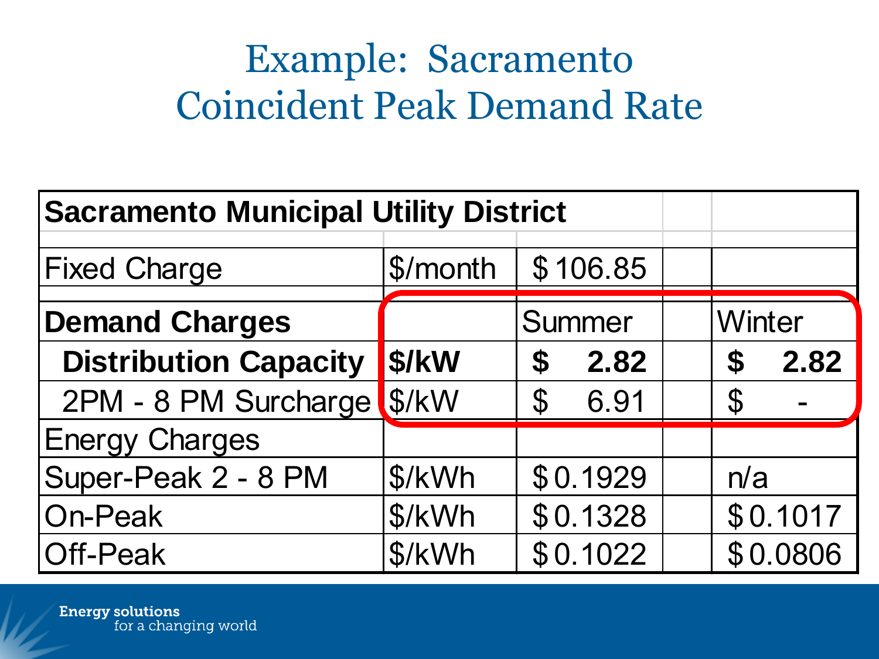# Example: Sacramento Coincident Peak Demand Rate

| Sacramento Municipal Utility District | | | |
|---|---|---|---|
| | | | |
| Fixed Charge | $/month | $ 106.85 | |
| | | | |
| **Demand Charges** | | Summer | Winter |
| **Distribution Capacity** | **$/kW** | **$ 2.82** | **$ 2.82** |
| 2PM - 8 PM Surcharge | $/kW | $ 6.91 | $ - |
| Energy Charges | | | |
| Super-Peak 2 - 8 PM | $/kWh | $ 0.1929 | n/a |
| On-Peak | $/kWh | $ 0.1328 | $ 0.1017 |
| Off-Peak | $/kWh | $ 0.1022 | $ 0.0806 |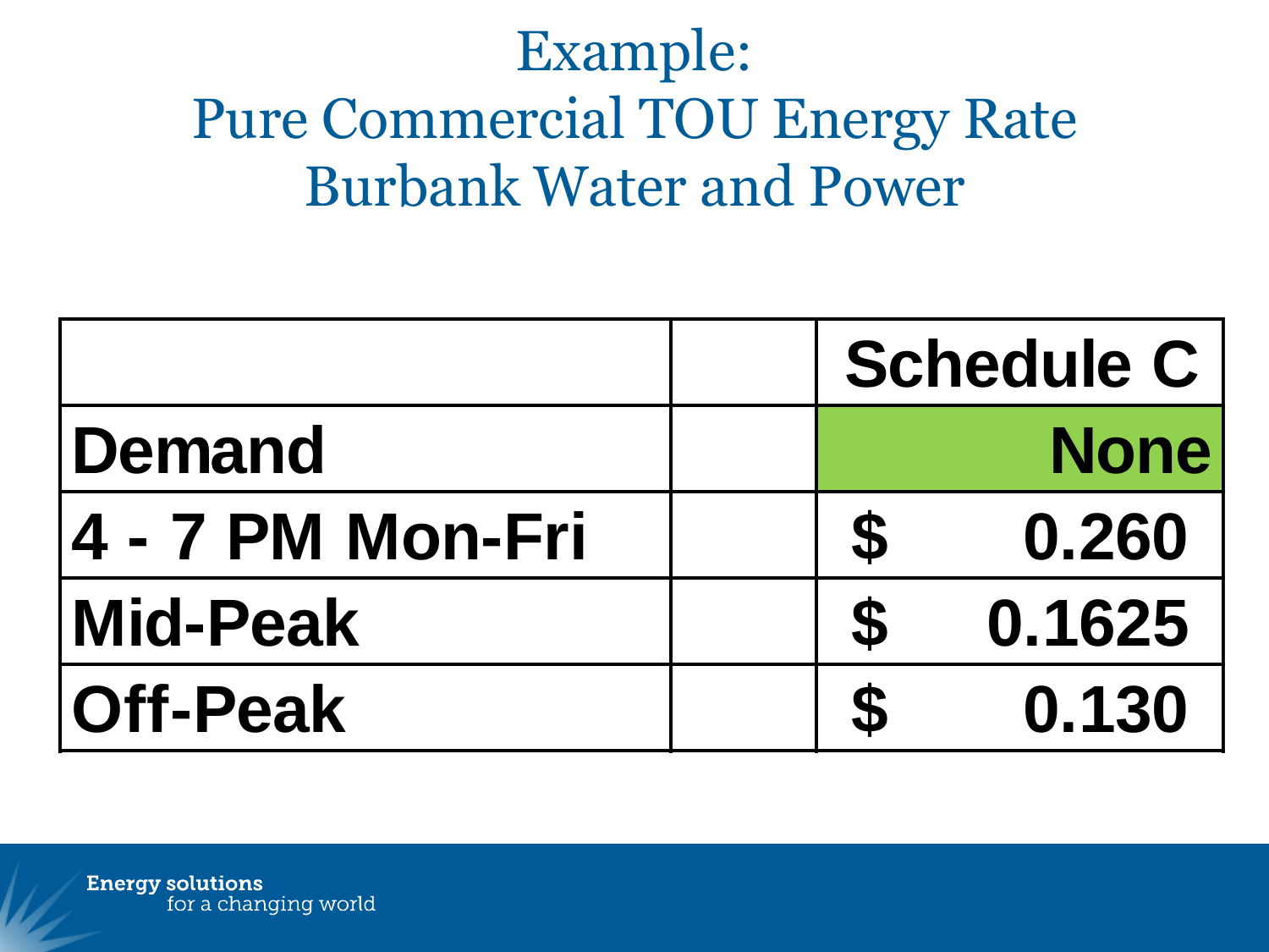# Example:
# Pure Commercial TOU Energy Rate
# Burbank Water and Power

| | | Schedule C |
|---|---|---|
| **Demand** | | **None** |
| **4 - 7 PM Mon-Fri** | | **$ 0.260** |
| **Mid-Peak** | | **$ 0.1625** |
| **Off-Peak** | | **$ 0.130** |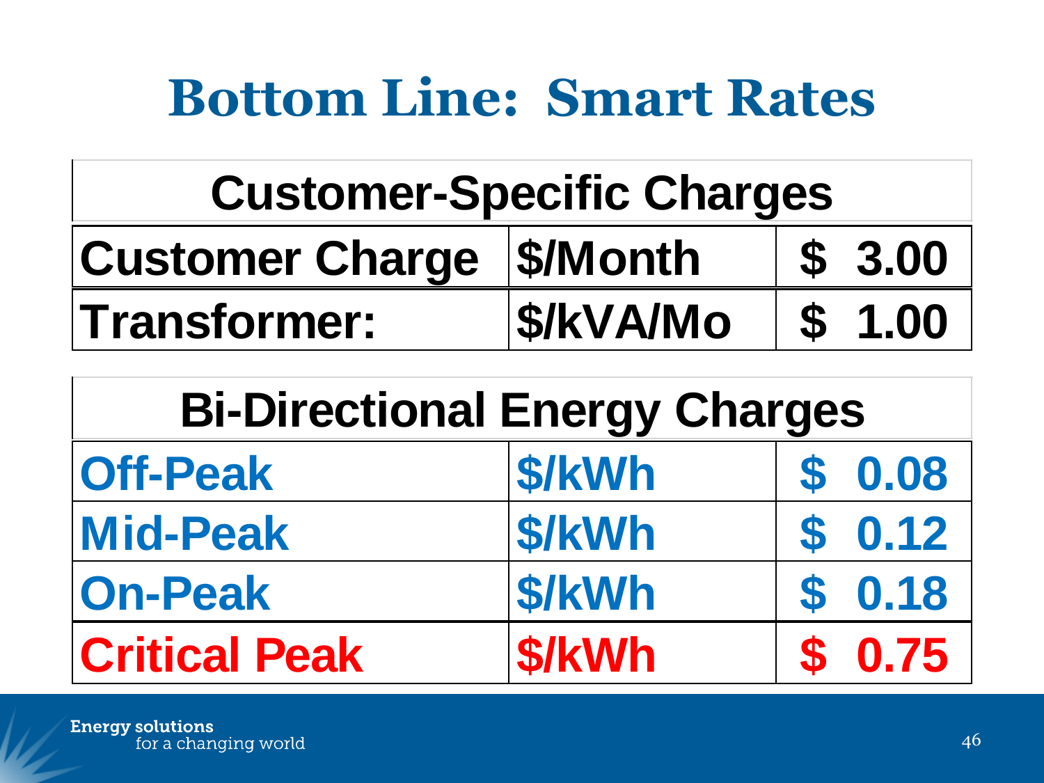# Bottom Line: Smart Rates

| Customer-Specific Charges | | |
|---|---|---|
| Customer Charge | $/Month | $ 3.00 |
| Transformer: | $/kVA/Mo | $ 1.00 |

| Bi-Directional Energy Charges | | |
|---|---|---|
| Off-Peak | $/kWh | $ 0.08 |
| Mid-Peak | $/kWh | $ 0.12 |
| On-Peak | $/kWh | $ 0.18 |
| Critical Peak | $/kWh | $ 0.75 |

Energy solutions for a changing world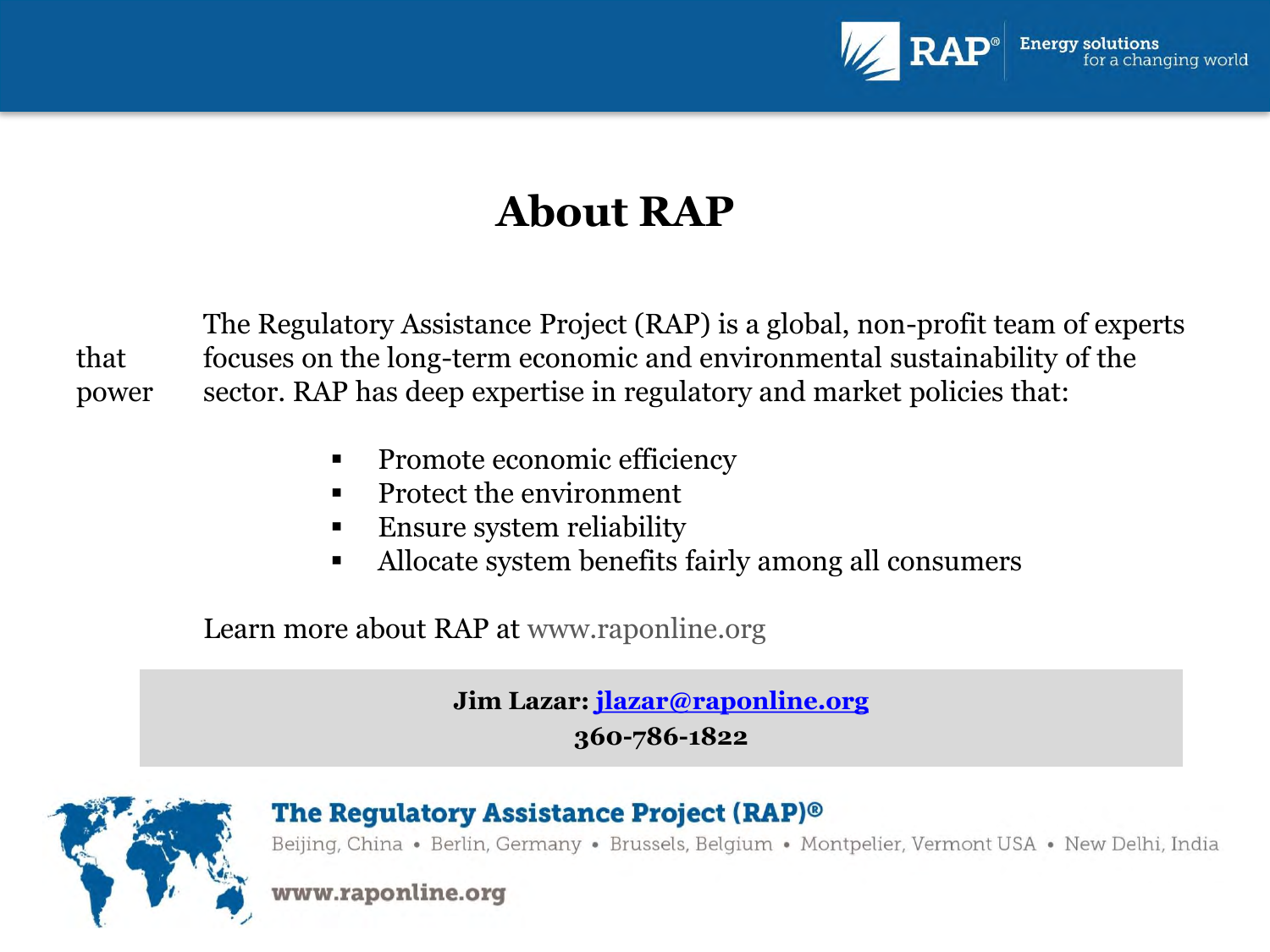# About RAP

The Regulatory Assistance Project (RAP) is a global, non-profit team of experts that focuses on the long-term economic and environmental sustainability of the power sector. RAP has deep expertise in regulatory and market policies that:

- Promote economic efficiency
- Protect the environment
- Ensure system reliability
- Allocate system benefits fairly among all consumers

Learn more about RAP at www.raponline.org

**Jim Lazar: jlazar@raponline.org**
**360-786-1822**

**The Regulatory Assistance Project (RAP)®**

Beijing, China • Berlin, Germany • Brussels, Belgium • Montpelier, Vermont USA • New Delhi, India

**www.raponline.org**